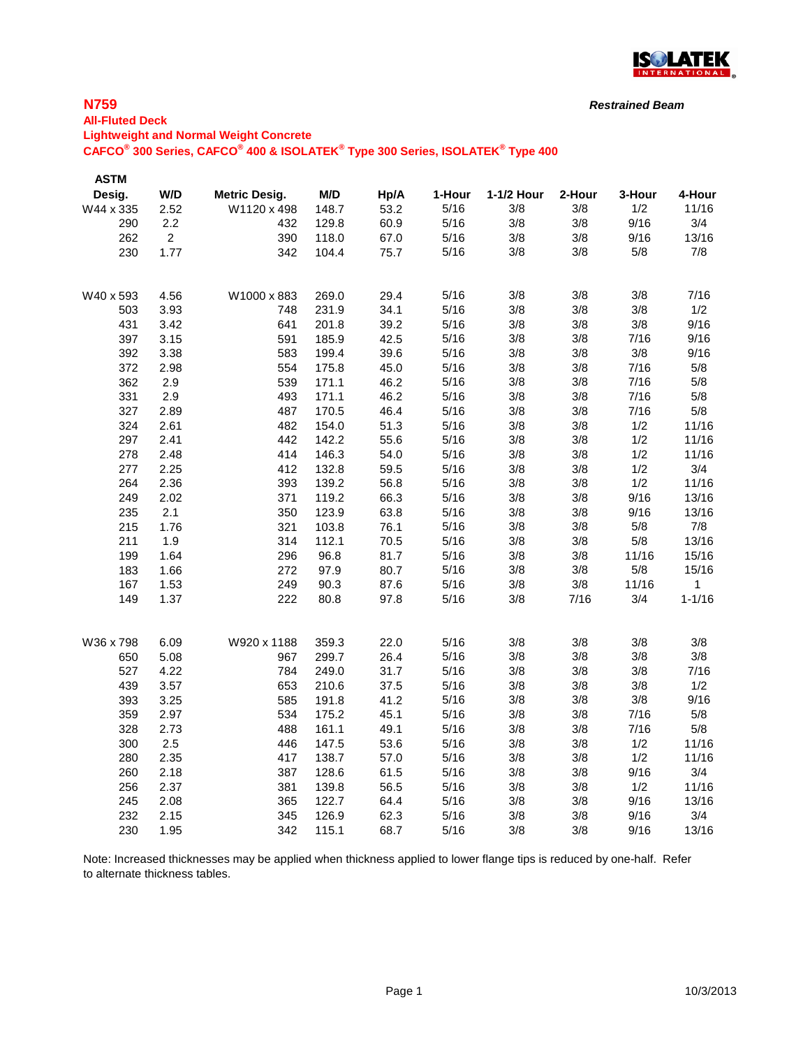# N759

**Restrained Beam**

## All-Fluted Deck

## Lightweight and Normal Weight Concrete

## CAFCO® 300 Series, CAFCO® 400 & ISOLATEK® Type 300 Series, ISOLATEK® Type 400

| ASTM Desig. | W/D | Metric Desig. | M/D | Hp/A | 1-Hour | 1-1/2 Hour | 2-Hour | 3-Hour | 4-Hour |
|---|---|---|---|---|---|---|---|---|---|
| W44 x 335 | 2.52 | W1120 x 498 | 148.7 | 53.2 | 5/16 | 3/8 | 3/8 | 1/2 | 11/16 |
| 290 | 2.2 | 432 | 129.8 | 60.9 | 5/16 | 3/8 | 3/8 | 9/16 | 3/4 |
| 262 | 2 | 390 | 118.0 | 67.0 | 5/16 | 3/8 | 3/8 | 9/16 | 13/16 |
| 230 | 1.77 | 342 | 104.4 | 75.7 | 5/16 | 3/8 | 3/8 | 5/8 | 7/8 |
| | | | | | | | | | |
| W40 x 593 | 4.56 | W1000 x 883 | 269.0 | 29.4 | 5/16 | 3/8 | 3/8 | 3/8 | 7/16 |
| 503 | 3.93 | 748 | 231.9 | 34.1 | 5/16 | 3/8 | 3/8 | 3/8 | 1/2 |
| 431 | 3.42 | 641 | 201.8 | 39.2 | 5/16 | 3/8 | 3/8 | 3/8 | 9/16 |
| 397 | 3.15 | 591 | 185.9 | 42.5 | 5/16 | 3/8 | 3/8 | 7/16 | 9/16 |
| 392 | 3.38 | 583 | 199.4 | 39.6 | 5/16 | 3/8 | 3/8 | 3/8 | 9/16 |
| 372 | 2.98 | 554 | 175.8 | 45.0 | 5/16 | 3/8 | 3/8 | 7/16 | 5/8 |
| 362 | 2.9 | 539 | 171.1 | 46.2 | 5/16 | 3/8 | 3/8 | 7/16 | 5/8 |
| 331 | 2.9 | 493 | 171.1 | 46.2 | 5/16 | 3/8 | 3/8 | 7/16 | 5/8 |
| 327 | 2.89 | 487 | 170.5 | 46.4 | 5/16 | 3/8 | 3/8 | 7/16 | 5/8 |
| 324 | 2.61 | 482 | 154.0 | 51.3 | 5/16 | 3/8 | 3/8 | 1/2 | 11/16 |
| 297 | 2.41 | 442 | 142.2 | 55.6 | 5/16 | 3/8 | 3/8 | 1/2 | 11/16 |
| 278 | 2.48 | 414 | 146.3 | 54.0 | 5/16 | 3/8 | 3/8 | 1/2 | 11/16 |
| 277 | 2.25 | 412 | 132.8 | 59.5 | 5/16 | 3/8 | 3/8 | 1/2 | 3/4 |
| 264 | 2.36 | 393 | 139.2 | 56.8 | 5/16 | 3/8 | 3/8 | 1/2 | 11/16 |
| 249 | 2.02 | 371 | 119.2 | 66.3 | 5/16 | 3/8 | 3/8 | 9/16 | 13/16 |
| 235 | 2.1 | 350 | 123.9 | 63.8 | 5/16 | 3/8 | 3/8 | 9/16 | 13/16 |
| 215 | 1.76 | 321 | 103.8 | 76.1 | 5/16 | 3/8 | 3/8 | 5/8 | 7/8 |
| 211 | 1.9 | 314 | 112.1 | 70.5 | 5/16 | 3/8 | 3/8 | 5/8 | 13/16 |
| 199 | 1.64 | 296 | 96.8 | 81.7 | 5/16 | 3/8 | 3/8 | 11/16 | 15/16 |
| 183 | 1.66 | 272 | 97.9 | 80.7 | 5/16 | 3/8 | 3/8 | 5/8 | 15/16 |
| 167 | 1.53 | 249 | 90.3 | 87.6 | 5/16 | 3/8 | 3/8 | 11/16 | 1 |
| 149 | 1.37 | 222 | 80.8 | 97.8 | 5/16 | 3/8 | 7/16 | 3/4 | 1-1/16 |
| | | | | | | | | | |
| W36 x 798 | 6.09 | W920 x 1188 | 359.3 | 22.0 | 5/16 | 3/8 | 3/8 | 3/8 | 3/8 |
| 650 | 5.08 | 967 | 299.7 | 26.4 | 5/16 | 3/8 | 3/8 | 3/8 | 3/8 |
| 527 | 4.22 | 784 | 249.0 | 31.7 | 5/16 | 3/8 | 3/8 | 3/8 | 7/16 |
| 439 | 3.57 | 653 | 210.6 | 37.5 | 5/16 | 3/8 | 3/8 | 3/8 | 1/2 |
| 393 | 3.25 | 585 | 191.8 | 41.2 | 5/16 | 3/8 | 3/8 | 3/8 | 9/16 |
| 359 | 2.97 | 534 | 175.2 | 45.1 | 5/16 | 3/8 | 3/8 | 7/16 | 5/8 |
| 328 | 2.73 | 488 | 161.1 | 49.1 | 5/16 | 3/8 | 3/8 | 7/16 | 5/8 |
| 300 | 2.5 | 446 | 147.5 | 53.6 | 5/16 | 3/8 | 3/8 | 1/2 | 11/16 |
| 280 | 2.35 | 417 | 138.7 | 57.0 | 5/16 | 3/8 | 3/8 | 1/2 | 11/16 |
| 260 | 2.18 | 387 | 128.6 | 61.5 | 5/16 | 3/8 | 3/8 | 9/16 | 3/4 |
| 256 | 2.37 | 381 | 139.8 | 56.5 | 5/16 | 3/8 | 3/8 | 1/2 | 11/16 |
| 245 | 2.08 | 365 | 122.7 | 64.4 | 5/16 | 3/8 | 3/8 | 9/16 | 13/16 |
| 232 | 2.15 | 345 | 126.9 | 62.3 | 5/16 | 3/8 | 3/8 | 9/16 | 3/4 |
| 230 | 1.95 | 342 | 115.1 | 68.7 | 5/16 | 3/8 | 3/8 | 9/16 | 13/16 |

Note: Increased thicknesses may be applied when thickness applied to lower flange tips is reduced by one-half. Refer to alternate thickness tables.

10/3/2013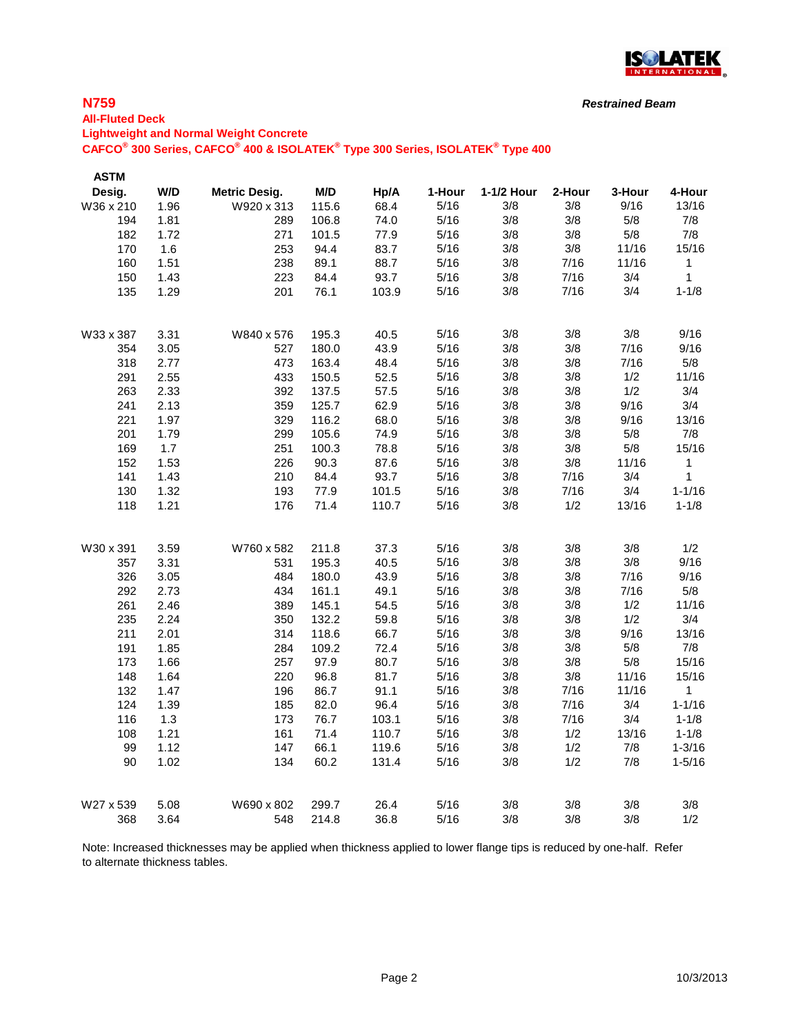## N759

*Restrained Beam*

**All-Fluted Deck**
**Lightweight and Normal Weight Concrete**
**CAFCO® 300 Series, CAFCO® 400 & ISOLATEK® Type 300 Series, ISOLATEK® Type 400**

| ASTM Desig. | W/D | Metric Desig. | M/D | Hp/A | 1-Hour | 1-1/2 Hour | 2-Hour | 3-Hour | 4-Hour |
|---|---|---|---|---|---|---|---|---|---|
| W36 x 210 | 1.96 | W920 x 313 | 115.6 | 68.4 | 5/16 | 3/8 | 3/8 | 9/16 | 13/16 |
| 194 | 1.81 | 289 | 106.8 | 74.0 | 5/16 | 3/8 | 3/8 | 5/8 | 7/8 |
| 182 | 1.72 | 271 | 101.5 | 77.9 | 5/16 | 3/8 | 3/8 | 5/8 | 7/8 |
| 170 | 1.6 | 253 | 94.4 | 83.7 | 5/16 | 3/8 | 3/8 | 11/16 | 15/16 |
| 160 | 1.51 | 238 | 89.1 | 88.7 | 5/16 | 3/8 | 7/16 | 11/16 | 1 |
| 150 | 1.43 | 223 | 84.4 | 93.7 | 5/16 | 3/8 | 7/16 | 3/4 | 1 |
| 135 | 1.29 | 201 | 76.1 | 103.9 | 5/16 | 3/8 | 7/16 | 3/4 | 1-1/8 |
| | | | | | | | | | |
| W33 x 387 | 3.31 | W840 x 576 | 195.3 | 40.5 | 5/16 | 3/8 | 3/8 | 3/8 | 9/16 |
| 354 | 3.05 | 527 | 180.0 | 43.9 | 5/16 | 3/8 | 3/8 | 7/16 | 9/16 |
| 318 | 2.77 | 473 | 163.4 | 48.4 | 5/16 | 3/8 | 3/8 | 7/16 | 5/8 |
| 291 | 2.55 | 433 | 150.5 | 52.5 | 5/16 | 3/8 | 3/8 | 1/2 | 11/16 |
| 263 | 2.33 | 392 | 137.5 | 57.5 | 5/16 | 3/8 | 3/8 | 1/2 | 3/4 |
| 241 | 2.13 | 359 | 125.7 | 62.9 | 5/16 | 3/8 | 3/8 | 9/16 | 3/4 |
| 221 | 1.97 | 329 | 116.2 | 68.0 | 5/16 | 3/8 | 3/8 | 9/16 | 13/16 |
| 201 | 1.79 | 299 | 105.6 | 74.9 | 5/16 | 3/8 | 3/8 | 5/8 | 7/8 |
| 169 | 1.7 | 251 | 100.3 | 78.8 | 5/16 | 3/8 | 3/8 | 5/8 | 15/16 |
| 152 | 1.53 | 226 | 90.3 | 87.6 | 5/16 | 3/8 | 3/8 | 11/16 | 1 |
| 141 | 1.43 | 210 | 84.4 | 93.7 | 5/16 | 3/8 | 7/16 | 3/4 | 1 |
| 130 | 1.32 | 193 | 77.9 | 101.5 | 5/16 | 3/8 | 7/16 | 3/4 | 1-1/16 |
| 118 | 1.21 | 176 | 71.4 | 110.7 | 5/16 | 3/8 | 1/2 | 13/16 | 1-1/8 |
| | | | | | | | | | |
| W30 x 391 | 3.59 | W760 x 582 | 211.8 | 37.3 | 5/16 | 3/8 | 3/8 | 3/8 | 1/2 |
| 357 | 3.31 | 531 | 195.3 | 40.5 | 5/16 | 3/8 | 3/8 | 3/8 | 9/16 |
| 326 | 3.05 | 484 | 180.0 | 43.9 | 5/16 | 3/8 | 3/8 | 7/16 | 9/16 |
| 292 | 2.73 | 434 | 161.1 | 49.1 | 5/16 | 3/8 | 3/8 | 7/16 | 5/8 |
| 261 | 2.46 | 389 | 145.1 | 54.5 | 5/16 | 3/8 | 3/8 | 1/2 | 11/16 |
| 235 | 2.24 | 350 | 132.2 | 59.8 | 5/16 | 3/8 | 3/8 | 1/2 | 3/4 |
| 211 | 2.01 | 314 | 118.6 | 66.7 | 5/16 | 3/8 | 3/8 | 9/16 | 13/16 |
| 191 | 1.85 | 284 | 109.2 | 72.4 | 5/16 | 3/8 | 3/8 | 5/8 | 7/8 |
| 173 | 1.66 | 257 | 97.9 | 80.7 | 5/16 | 3/8 | 3/8 | 5/8 | 15/16 |
| 148 | 1.64 | 220 | 96.8 | 81.7 | 5/16 | 3/8 | 3/8 | 11/16 | 15/16 |
| 132 | 1.47 | 196 | 86.7 | 91.1 | 5/16 | 3/8 | 7/16 | 11/16 | 1 |
| 124 | 1.39 | 185 | 82.0 | 96.4 | 5/16 | 3/8 | 7/16 | 3/4 | 1-1/16 |
| 116 | 1.3 | 173 | 76.7 | 103.1 | 5/16 | 3/8 | 7/16 | 3/4 | 1-1/8 |
| 108 | 1.21 | 161 | 71.4 | 110.7 | 5/16 | 3/8 | 1/2 | 13/16 | 1-1/8 |
| 99 | 1.12 | 147 | 66.1 | 119.6 | 5/16 | 3/8 | 1/2 | 7/8 | 1-3/16 |
| 90 | 1.02 | 134 | 60.2 | 131.4 | 5/16 | 3/8 | 1/2 | 7/8 | 1-5/16 |
| | | | | | | | | | |
| W27 x 539 | 5.08 | W690 x 802 | 299.7 | 26.4 | 5/16 | 3/8 | 3/8 | 3/8 | 3/8 |
| 368 | 3.64 | 548 | 214.8 | 36.8 | 5/16 | 3/8 | 3/8 | 3/8 | 1/2 |

Note: Increased thicknesses may be applied when thickness applied to lower flange tips is reduced by one-half. Refer to alternate thickness tables.

10/3/2013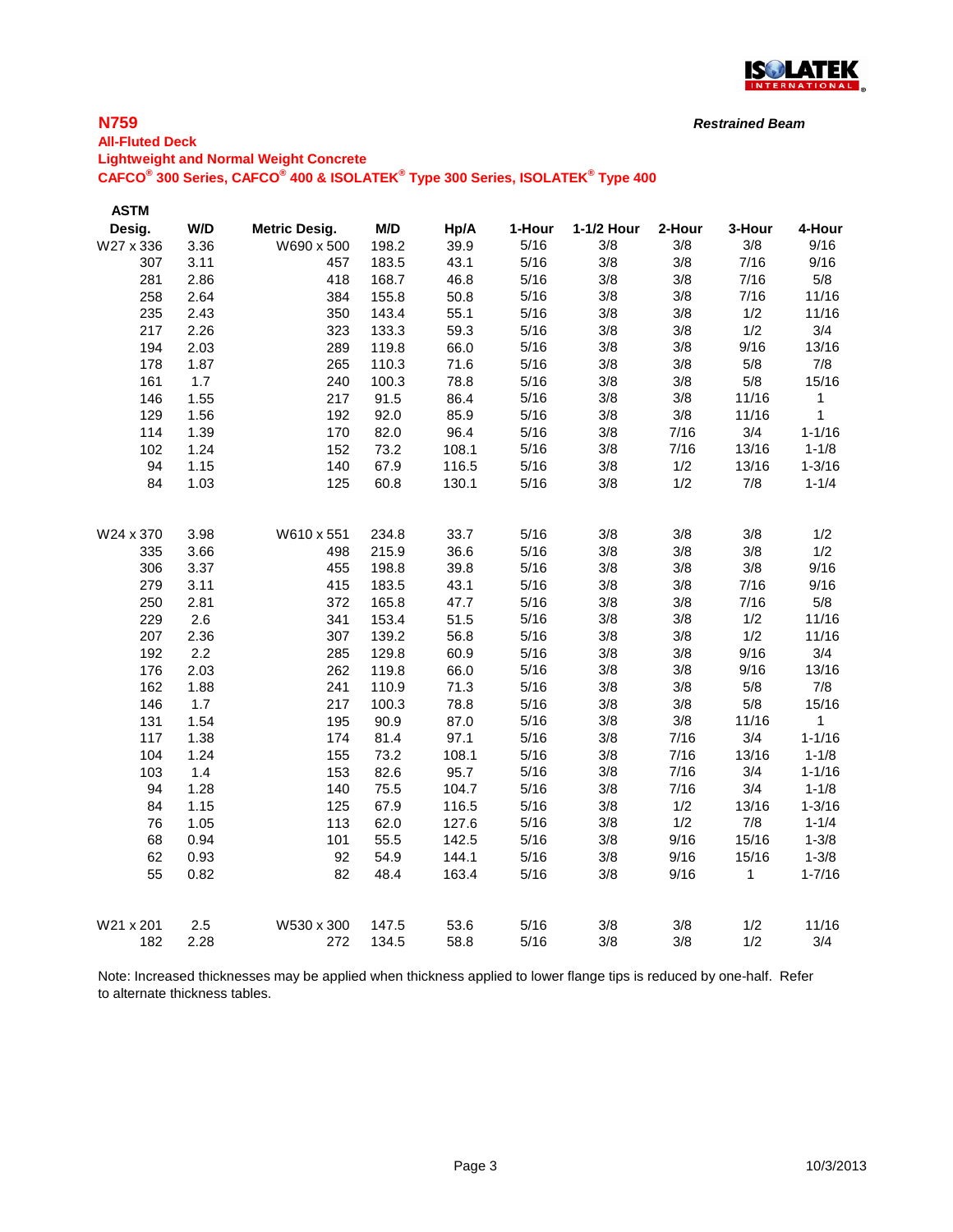**N759**

*Restrained Beam*

**All-Fluted Deck**

**Lightweight and Normal Weight Concrete**

**CAFCO® 300 Series, CAFCO® 400 & ISOLATEK® Type 300 Series, ISOLATEK® Type 400**

| ASTM Desig. | W/D | Metric Desig. | M/D | Hp/A | 1-Hour | 1-1/2 Hour | 2-Hour | 3-Hour | 4-Hour |
|---|---|---|---|---|---|---|---|---|---|
| W27 x 336 | 3.36 | W690 x 500 | 198.2 | 39.9 | 5/16 | 3/8 | 3/8 | 3/8 | 9/16 |
| 307 | 3.11 | 457 | 183.5 | 43.1 | 5/16 | 3/8 | 3/8 | 7/16 | 9/16 |
| 281 | 2.86 | 418 | 168.7 | 46.8 | 5/16 | 3/8 | 3/8 | 7/16 | 5/8 |
| 258 | 2.64 | 384 | 155.8 | 50.8 | 5/16 | 3/8 | 3/8 | 7/16 | 11/16 |
| 235 | 2.43 | 350 | 143.4 | 55.1 | 5/16 | 3/8 | 3/8 | 1/2 | 11/16 |
| 217 | 2.26 | 323 | 133.3 | 59.3 | 5/16 | 3/8 | 3/8 | 1/2 | 3/4 |
| 194 | 2.03 | 289 | 119.8 | 66.0 | 5/16 | 3/8 | 3/8 | 9/16 | 13/16 |
| 178 | 1.87 | 265 | 110.3 | 71.6 | 5/16 | 3/8 | 3/8 | 5/8 | 7/8 |
| 161 | 1.7 | 240 | 100.3 | 78.8 | 5/16 | 3/8 | 3/8 | 5/8 | 15/16 |
| 146 | 1.55 | 217 | 91.5 | 86.4 | 5/16 | 3/8 | 3/8 | 11/16 | 1 |
| 129 | 1.56 | 192 | 92.0 | 85.9 | 5/16 | 3/8 | 3/8 | 11/16 | 1 |
| 114 | 1.39 | 170 | 82.0 | 96.4 | 5/16 | 3/8 | 7/16 | 3/4 | 1-1/16 |
| 102 | 1.24 | 152 | 73.2 | 108.1 | 5/16 | 3/8 | 7/16 | 13/16 | 1-1/8 |
| 94 | 1.15 | 140 | 67.9 | 116.5 | 5/16 | 3/8 | 1/2 | 13/16 | 1-3/16 |
| 84 | 1.03 | 125 | 60.8 | 130.1 | 5/16 | 3/8 | 1/2 | 7/8 | 1-1/4 |
| | | | | | | | | | |
| W24 x 370 | 3.98 | W610 x 551 | 234.8 | 33.7 | 5/16 | 3/8 | 3/8 | 3/8 | 1/2 |
| 335 | 3.66 | 498 | 215.9 | 36.6 | 5/16 | 3/8 | 3/8 | 3/8 | 1/2 |
| 306 | 3.37 | 455 | 198.8 | 39.8 | 5/16 | 3/8 | 3/8 | 3/8 | 9/16 |
| 279 | 3.11 | 415 | 183.5 | 43.1 | 5/16 | 3/8 | 3/8 | 7/16 | 9/16 |
| 250 | 2.81 | 372 | 165.8 | 47.7 | 5/16 | 3/8 | 3/8 | 7/16 | 5/8 |
| 229 | 2.6 | 341 | 153.4 | 51.5 | 5/16 | 3/8 | 3/8 | 1/2 | 11/16 |
| 207 | 2.36 | 307 | 139.2 | 56.8 | 5/16 | 3/8 | 3/8 | 1/2 | 11/16 |
| 192 | 2.2 | 285 | 129.8 | 60.9 | 5/16 | 3/8 | 3/8 | 9/16 | 3/4 |
| 176 | 2.03 | 262 | 119.8 | 66.0 | 5/16 | 3/8 | 3/8 | 9/16 | 13/16 |
| 162 | 1.88 | 241 | 110.9 | 71.3 | 5/16 | 3/8 | 3/8 | 5/8 | 7/8 |
| 146 | 1.7 | 217 | 100.3 | 78.8 | 5/16 | 3/8 | 3/8 | 5/8 | 15/16 |
| 131 | 1.54 | 195 | 90.9 | 87.0 | 5/16 | 3/8 | 3/8 | 11/16 | 1 |
| 117 | 1.38 | 174 | 81.4 | 97.1 | 5/16 | 3/8 | 7/16 | 3/4 | 1-1/16 |
| 104 | 1.24 | 155 | 73.2 | 108.1 | 5/16 | 3/8 | 7/16 | 13/16 | 1-1/8 |
| 103 | 1.4 | 153 | 82.6 | 95.7 | 5/16 | 3/8 | 7/16 | 3/4 | 1-1/16 |
| 94 | 1.28 | 140 | 75.5 | 104.7 | 5/16 | 3/8 | 7/16 | 3/4 | 1-1/8 |
| 84 | 1.15 | 125 | 67.9 | 116.5 | 5/16 | 3/8 | 1/2 | 13/16 | 1-3/16 |
| 76 | 1.05 | 113 | 62.0 | 127.6 | 5/16 | 3/8 | 1/2 | 7/8 | 1-1/4 |
| 68 | 0.94 | 101 | 55.5 | 142.5 | 5/16 | 3/8 | 9/16 | 15/16 | 1-3/8 |
| 62 | 0.93 | 92 | 54.9 | 144.1 | 5/16 | 3/8 | 9/16 | 15/16 | 1-3/8 |
| 55 | 0.82 | 82 | 48.4 | 163.4 | 5/16 | 3/8 | 9/16 | 1 | 1-7/16 |
| | | | | | | | | | |
| W21 x 201 | 2.5 | W530 x 300 | 147.5 | 53.6 | 5/16 | 3/8 | 3/8 | 1/2 | 11/16 |
| 182 | 2.28 | 272 | 134.5 | 58.8 | 5/16 | 3/8 | 3/8 | 1/2 | 3/4 |

Note: Increased thicknesses may be applied when thickness applied to lower flange tips is reduced by one-half. Refer to alternate thickness tables.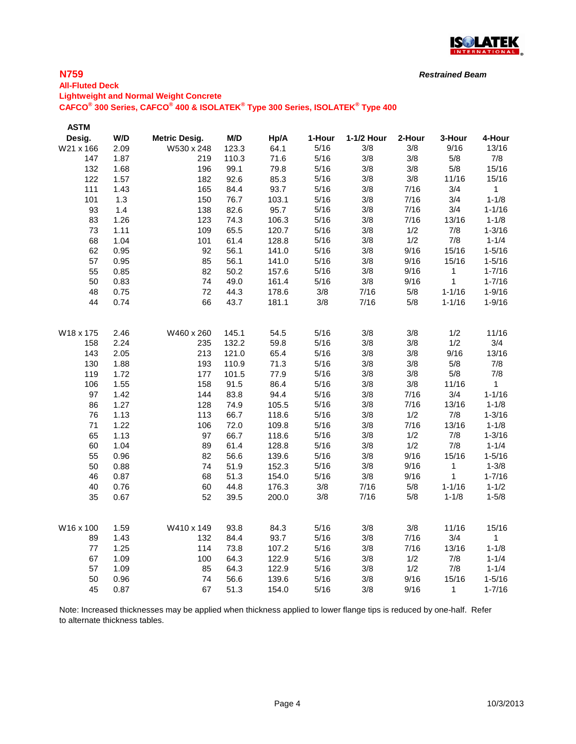## N759

*Restrained Beam*

**All-Fluted Deck**

**Lightweight and Normal Weight Concrete**

**CAFCO® 300 Series, CAFCO® 400 & ISOLATEK® Type 300 Series, ISOLATEK® Type 400**

| ASTM Desig. | W/D | Metric Desig. | M/D | Hp/A | 1-Hour | 1-1/2 Hour | 2-Hour | 3-Hour | 4-Hour |
|---|---|---|---|---|---|---|---|---|---|
| W21 x 166 | 2.09 | W530 x 248 | 123.3 | 64.1 | 5/16 | 3/8 | 3/8 | 9/16 | 13/16 |
| 147 | 1.87 | 219 | 110.3 | 71.6 | 5/16 | 3/8 | 3/8 | 5/8 | 7/8 |
| 132 | 1.68 | 196 | 99.1 | 79.8 | 5/16 | 3/8 | 3/8 | 5/8 | 15/16 |
| 122 | 1.57 | 182 | 92.6 | 85.3 | 5/16 | 3/8 | 3/8 | 11/16 | 15/16 |
| 111 | 1.43 | 165 | 84.4 | 93.7 | 5/16 | 3/8 | 7/16 | 3/4 | 1 |
| 101 | 1.3 | 150 | 76.7 | 103.1 | 5/16 | 3/8 | 7/16 | 3/4 | 1-1/8 |
| 93 | 1.4 | 138 | 82.6 | 95.7 | 5/16 | 3/8 | 7/16 | 3/4 | 1-1/16 |
| 83 | 1.26 | 123 | 74.3 | 106.3 | 5/16 | 3/8 | 7/16 | 13/16 | 1-1/8 |
| 73 | 1.11 | 109 | 65.5 | 120.7 | 5/16 | 3/8 | 1/2 | 7/8 | 1-3/16 |
| 68 | 1.04 | 101 | 61.4 | 128.8 | 5/16 | 3/8 | 1/2 | 7/8 | 1-1/4 |
| 62 | 0.95 | 92 | 56.1 | 141.0 | 5/16 | 3/8 | 9/16 | 15/16 | 1-5/16 |
| 57 | 0.95 | 85 | 56.1 | 141.0 | 5/16 | 3/8 | 9/16 | 15/16 | 1-5/16 |
| 55 | 0.85 | 82 | 50.2 | 157.6 | 5/16 | 3/8 | 9/16 | 1 | 1-7/16 |
| 50 | 0.83 | 74 | 49.0 | 161.4 | 5/16 | 3/8 | 9/16 | 1 | 1-7/16 |
| 48 | 0.75 | 72 | 44.3 | 178.6 | 3/8 | 7/16 | 5/8 | 1-1/16 | 1-9/16 |
| 44 | 0.74 | 66 | 43.7 | 181.1 | 3/8 | 7/16 | 5/8 | 1-1/16 | 1-9/16 |
| | | | | | | | | | |
| W18 x 175 | 2.46 | W460 x 260 | 145.1 | 54.5 | 5/16 | 3/8 | 3/8 | 1/2 | 11/16 |
| 158 | 2.24 | 235 | 132.2 | 59.8 | 5/16 | 3/8 | 3/8 | 1/2 | 3/4 |
| 143 | 2.05 | 213 | 121.0 | 65.4 | 5/16 | 3/8 | 3/8 | 9/16 | 13/16 |
| 130 | 1.88 | 193 | 110.9 | 71.3 | 5/16 | 3/8 | 3/8 | 5/8 | 7/8 |
| 119 | 1.72 | 177 | 101.5 | 77.9 | 5/16 | 3/8 | 3/8 | 5/8 | 7/8 |
| 106 | 1.55 | 158 | 91.5 | 86.4 | 5/16 | 3/8 | 3/8 | 11/16 | 1 |
| 97 | 1.42 | 144 | 83.8 | 94.4 | 5/16 | 3/8 | 7/16 | 3/4 | 1-1/16 |
| 86 | 1.27 | 128 | 74.9 | 105.5 | 5/16 | 3/8 | 7/16 | 13/16 | 1-1/8 |
| 76 | 1.13 | 113 | 66.7 | 118.6 | 5/16 | 3/8 | 1/2 | 7/8 | 1-3/16 |
| 71 | 1.22 | 106 | 72.0 | 109.8 | 5/16 | 3/8 | 7/16 | 13/16 | 1-1/8 |
| 65 | 1.13 | 97 | 66.7 | 118.6 | 5/16 | 3/8 | 1/2 | 7/8 | 1-3/16 |
| 60 | 1.04 | 89 | 61.4 | 128.8 | 5/16 | 3/8 | 1/2 | 7/8 | 1-1/4 |
| 55 | 0.96 | 82 | 56.6 | 139.6 | 5/16 | 3/8 | 9/16 | 15/16 | 1-5/16 |
| 50 | 0.88 | 74 | 51.9 | 152.3 | 5/16 | 3/8 | 9/16 | 1 | 1-3/8 |
| 46 | 0.87 | 68 | 51.3 | 154.0 | 5/16 | 3/8 | 9/16 | 1 | 1-7/16 |
| 40 | 0.76 | 60 | 44.8 | 176.3 | 3/8 | 7/16 | 5/8 | 1-1/16 | 1-1/2 |
| 35 | 0.67 | 52 | 39.5 | 200.0 | 3/8 | 7/16 | 5/8 | 1-1/8 | 1-5/8 |
| | | | | | | | | | |
| W16 x 100 | 1.59 | W410 x 149 | 93.8 | 84.3 | 5/16 | 3/8 | 3/8 | 11/16 | 15/16 |
| 89 | 1.43 | 132 | 84.4 | 93.7 | 5/16 | 3/8 | 7/16 | 3/4 | 1 |
| 77 | 1.25 | 114 | 73.8 | 107.2 | 5/16 | 3/8 | 7/16 | 13/16 | 1-1/8 |
| 67 | 1.09 | 100 | 64.3 | 122.9 | 5/16 | 3/8 | 1/2 | 7/8 | 1-1/4 |
| 57 | 1.09 | 85 | 64.3 | 122.9 | 5/16 | 3/8 | 1/2 | 7/8 | 1-1/4 |
| 50 | 0.96 | 74 | 56.6 | 139.6 | 5/16 | 3/8 | 9/16 | 15/16 | 1-5/16 |
| 45 | 0.87 | 67 | 51.3 | 154.0 | 5/16 | 3/8 | 9/16 | 1 | 1-7/16 |

Note: Increased thicknesses may be applied when thickness applied to lower flange tips is reduced by one-half. Refer to alternate thickness tables.

10/3/2013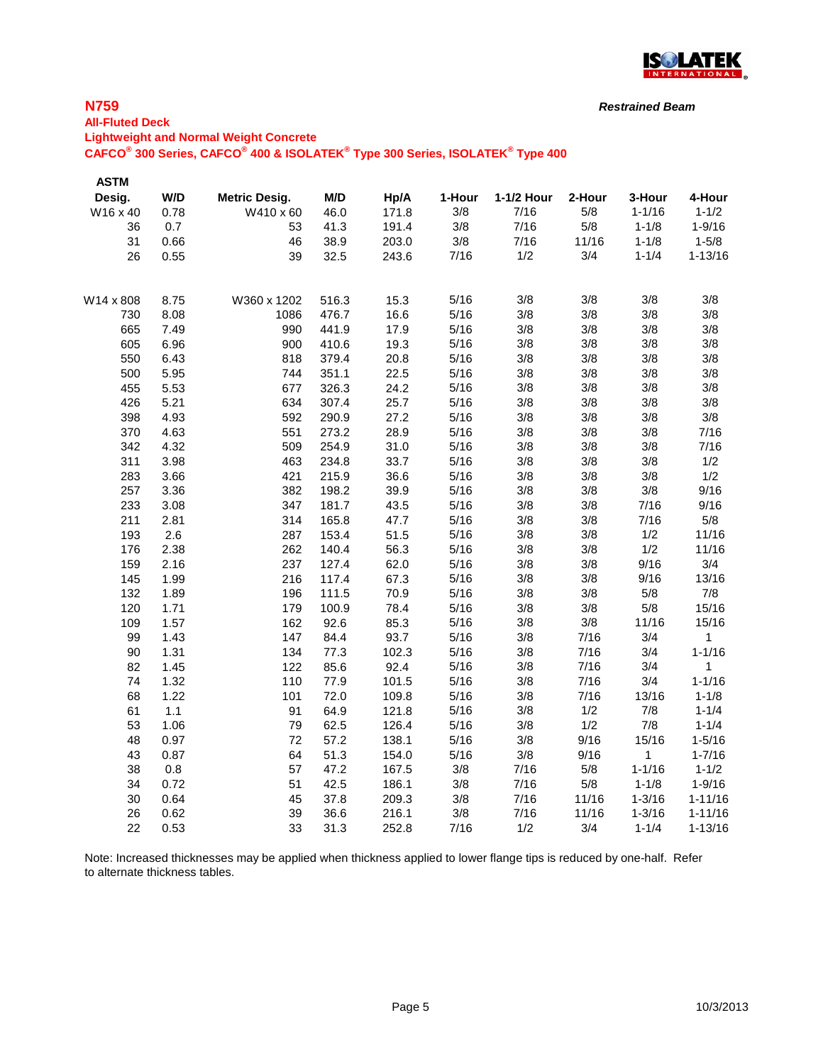## N759

**Restrained Beam**

### All-Fluted Deck

### Lightweight and Normal Weight Concrete

### CAFCO® 300 Series, CAFCO® 400 & ISOLATEK® Type 300 Series, ISOLATEK® Type 400

| ASTM Desig. | W/D | Metric Desig. | M/D | Hp/A | 1-Hour | 1-1/2 Hour | 2-Hour | 3-Hour | 4-Hour |
|---|---|---|---|---|---|---|---|---|---|
| W16 x 40 | 0.78 | W410 x 60 | 46.0 | 171.8 | 3/8 | 7/16 | 5/8 | 1-1/16 | 1-1/2 |
| 36 | 0.7 | 53 | 41.3 | 191.4 | 3/8 | 7/16 | 5/8 | 1-1/8 | 1-9/16 |
| 31 | 0.66 | 46 | 38.9 | 203.0 | 3/8 | 7/16 | 11/16 | 1-1/8 | 1-5/8 |
| 26 | 0.55 | 39 | 32.5 | 243.6 | 7/16 | 1/2 | 3/4 | 1-1/4 | 1-13/16 |
| W14 x 808 | 8.75 | W360 x 1202 | 516.3 | 15.3 | 5/16 | 3/8 | 3/8 | 3/8 | 3/8 |
| 730 | 8.08 | 1086 | 476.7 | 16.6 | 5/16 | 3/8 | 3/8 | 3/8 | 3/8 |
| 665 | 7.49 | 990 | 441.9 | 17.9 | 5/16 | 3/8 | 3/8 | 3/8 | 3/8 |
| 605 | 6.96 | 900 | 410.6 | 19.3 | 5/16 | 3/8 | 3/8 | 3/8 | 3/8 |
| 550 | 6.43 | 818 | 379.4 | 20.8 | 5/16 | 3/8 | 3/8 | 3/8 | 3/8 |
| 500 | 5.95 | 744 | 351.1 | 22.5 | 5/16 | 3/8 | 3/8 | 3/8 | 3/8 |
| 455 | 5.53 | 677 | 326.3 | 24.2 | 5/16 | 3/8 | 3/8 | 3/8 | 3/8 |
| 426 | 5.21 | 634 | 307.4 | 25.7 | 5/16 | 3/8 | 3/8 | 3/8 | 3/8 |
| 398 | 4.93 | 592 | 290.9 | 27.2 | 5/16 | 3/8 | 3/8 | 3/8 | 3/8 |
| 370 | 4.63 | 551 | 273.2 | 28.9 | 5/16 | 3/8 | 3/8 | 3/8 | 7/16 |
| 342 | 4.32 | 509 | 254.9 | 31.0 | 5/16 | 3/8 | 3/8 | 3/8 | 7/16 |
| 311 | 3.98 | 463 | 234.8 | 33.7 | 5/16 | 3/8 | 3/8 | 3/8 | 1/2 |
| 283 | 3.66 | 421 | 215.9 | 36.6 | 5/16 | 3/8 | 3/8 | 3/8 | 1/2 |
| 257 | 3.36 | 382 | 198.2 | 39.9 | 5/16 | 3/8 | 3/8 | 3/8 | 9/16 |
| 233 | 3.08 | 347 | 181.7 | 43.5 | 5/16 | 3/8 | 3/8 | 7/16 | 9/16 |
| 211 | 2.81 | 314 | 165.8 | 47.7 | 5/16 | 3/8 | 3/8 | 7/16 | 5/8 |
| 193 | 2.6 | 287 | 153.4 | 51.5 | 5/16 | 3/8 | 3/8 | 1/2 | 11/16 |
| 176 | 2.38 | 262 | 140.4 | 56.3 | 5/16 | 3/8 | 3/8 | 1/2 | 11/16 |
| 159 | 2.16 | 237 | 127.4 | 62.0 | 5/16 | 3/8 | 3/8 | 9/16 | 3/4 |
| 145 | 1.99 | 216 | 117.4 | 67.3 | 5/16 | 3/8 | 3/8 | 9/16 | 13/16 |
| 132 | 1.89 | 196 | 111.5 | 70.9 | 5/16 | 3/8 | 3/8 | 5/8 | 7/8 |
| 120 | 1.71 | 179 | 100.9 | 78.4 | 5/16 | 3/8 | 3/8 | 5/8 | 15/16 |
| 109 | 1.57 | 162 | 92.6 | 85.3 | 5/16 | 3/8 | 3/8 | 11/16 | 15/16 |
| 99 | 1.43 | 147 | 84.4 | 93.7 | 5/16 | 3/8 | 7/16 | 3/4 | 1 |
| 90 | 1.31 | 134 | 77.3 | 102.3 | 5/16 | 3/8 | 7/16 | 3/4 | 1-1/16 |
| 82 | 1.45 | 122 | 85.6 | 92.4 | 5/16 | 3/8 | 7/16 | 3/4 | 1 |
| 74 | 1.32 | 110 | 77.9 | 101.5 | 5/16 | 3/8 | 7/16 | 3/4 | 1-1/16 |
| 68 | 1.22 | 101 | 72.0 | 109.8 | 5/16 | 3/8 | 7/16 | 13/16 | 1-1/8 |
| 61 | 1.1 | 91 | 64.9 | 121.8 | 5/16 | 3/8 | 1/2 | 7/8 | 1-1/4 |
| 53 | 1.06 | 79 | 62.5 | 126.4 | 5/16 | 3/8 | 1/2 | 7/8 | 1-1/4 |
| 48 | 0.97 | 72 | 57.2 | 138.1 | 5/16 | 3/8 | 9/16 | 15/16 | 1-5/16 |
| 43 | 0.87 | 64 | 51.3 | 154.0 | 5/16 | 3/8 | 9/16 | 1 | 1-7/16 |
| 38 | 0.8 | 57 | 47.2 | 167.5 | 3/8 | 7/16 | 5/8 | 1-1/16 | 1-1/2 |
| 34 | 0.72 | 51 | 42.5 | 186.1 | 3/8 | 7/16 | 5/8 | 1-1/8 | 1-9/16 |
| 30 | 0.64 | 45 | 37.8 | 209.3 | 3/8 | 7/16 | 11/16 | 1-3/16 | 1-11/16 |
| 26 | 0.62 | 39 | 36.6 | 216.1 | 3/8 | 7/16 | 11/16 | 1-3/16 | 1-11/16 |
| 22 | 0.53 | 33 | 31.3 | 252.8 | 7/16 | 1/2 | 3/4 | 1-1/4 | 1-13/16 |

Note: Increased thicknesses may be applied when thickness applied to lower flange tips is reduced by one-half. Refer to alternate thickness tables.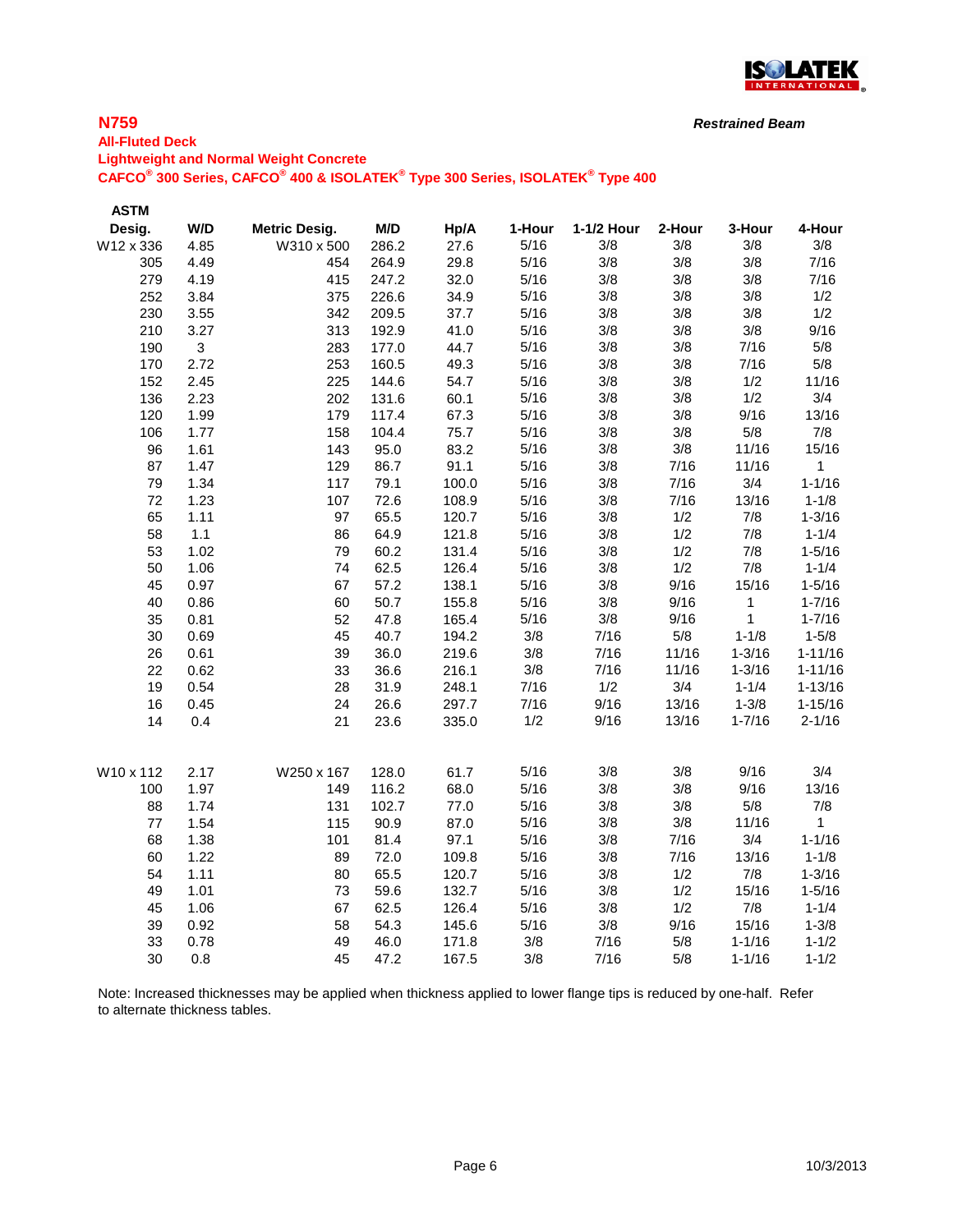## N759

**Restrained Beam**

### All-Fluted Deck

### Lightweight and Normal Weight Concrete

### CAFCO® 300 Series, CAFCO® 400 & ISOLATEK® Type 300 Series, ISOLATEK® Type 400

| ASTM Desig. | W/D | Metric Desig. | M/D | Hp/A | 1-Hour | 1-1/2 Hour | 2-Hour | 3-Hour | 4-Hour |
|---|---|---|---|---|---|---|---|---|---|
| W12 x 336 | 4.85 | W310 x 500 | 286.2 | 27.6 | 5/16 | 3/8 | 3/8 | 3/8 | 3/8 |
| 305 | 4.49 | 454 | 264.9 | 29.8 | 5/16 | 3/8 | 3/8 | 3/8 | 7/16 |
| 279 | 4.19 | 415 | 247.2 | 32.0 | 5/16 | 3/8 | 3/8 | 3/8 | 7/16 |
| 252 | 3.84 | 375 | 226.6 | 34.9 | 5/16 | 3/8 | 3/8 | 3/8 | 1/2 |
| 230 | 3.55 | 342 | 209.5 | 37.7 | 5/16 | 3/8 | 3/8 | 3/8 | 1/2 |
| 210 | 3.27 | 313 | 192.9 | 41.0 | 5/16 | 3/8 | 3/8 | 3/8 | 9/16 |
| 190 | 3 | 283 | 177.0 | 44.7 | 5/16 | 3/8 | 3/8 | 7/16 | 5/8 |
| 170 | 2.72 | 253 | 160.5 | 49.3 | 5/16 | 3/8 | 3/8 | 7/16 | 5/8 |
| 152 | 2.45 | 225 | 144.6 | 54.7 | 5/16 | 3/8 | 3/8 | 1/2 | 11/16 |
| 136 | 2.23 | 202 | 131.6 | 60.1 | 5/16 | 3/8 | 3/8 | 1/2 | 3/4 |
| 120 | 1.99 | 179 | 117.4 | 67.3 | 5/16 | 3/8 | 3/8 | 9/16 | 13/16 |
| 106 | 1.77 | 158 | 104.4 | 75.7 | 5/16 | 3/8 | 3/8 | 5/8 | 7/8 |
| 96 | 1.61 | 143 | 95.0 | 83.2 | 5/16 | 3/8 | 3/8 | 11/16 | 15/16 |
| 87 | 1.47 | 129 | 86.7 | 91.1 | 5/16 | 3/8 | 7/16 | 11/16 | 1 |
| 79 | 1.34 | 117 | 79.1 | 100.0 | 5/16 | 3/8 | 7/16 | 3/4 | 1-1/16 |
| 72 | 1.23 | 107 | 72.6 | 108.9 | 5/16 | 3/8 | 7/16 | 13/16 | 1-1/8 |
| 65 | 1.11 | 97 | 65.5 | 120.7 | 5/16 | 3/8 | 1/2 | 7/8 | 1-3/16 |
| 58 | 1.1 | 86 | 64.9 | 121.8 | 5/16 | 3/8 | 1/2 | 7/8 | 1-1/4 |
| 53 | 1.02 | 79 | 60.2 | 131.4 | 5/16 | 3/8 | 1/2 | 7/8 | 1-5/16 |
| 50 | 1.06 | 74 | 62.5 | 126.4 | 5/16 | 3/8 | 1/2 | 7/8 | 1-1/4 |
| 45 | 0.97 | 67 | 57.2 | 138.1 | 5/16 | 3/8 | 9/16 | 15/16 | 1-5/16 |
| 40 | 0.86 | 60 | 50.7 | 155.8 | 5/16 | 3/8 | 9/16 | 1 | 1-7/16 |
| 35 | 0.81 | 52 | 47.8 | 165.4 | 5/16 | 3/8 | 9/16 | 1 | 1-7/16 |
| 30 | 0.69 | 45 | 40.7 | 194.2 | 3/8 | 7/16 | 5/8 | 1-1/8 | 1-5/8 |
| 26 | 0.61 | 39 | 36.0 | 219.6 | 3/8 | 7/16 | 11/16 | 1-3/16 | 1-11/16 |
| 22 | 0.62 | 33 | 36.6 | 216.1 | 3/8 | 7/16 | 11/16 | 1-3/16 | 1-11/16 |
| 19 | 0.54 | 28 | 31.9 | 248.1 | 7/16 | 1/2 | 3/4 | 1-1/4 | 1-13/16 |
| 16 | 0.45 | 24 | 26.6 | 297.7 | 7/16 | 9/16 | 13/16 | 1-3/8 | 1-15/16 |
| 14 | 0.4 | 21 | 23.6 | 335.0 | 1/2 | 9/16 | 13/16 | 1-7/16 | 2-1/16 |
| | | | | | | | | | |
| W10 x 112 | 2.17 | W250 x 167 | 128.0 | 61.7 | 5/16 | 3/8 | 3/8 | 9/16 | 3/4 |
| 100 | 1.97 | 149 | 116.2 | 68.0 | 5/16 | 3/8 | 3/8 | 9/16 | 13/16 |
| 88 | 1.74 | 131 | 102.7 | 77.0 | 5/16 | 3/8 | 3/8 | 5/8 | 7/8 |
| 77 | 1.54 | 115 | 90.9 | 87.0 | 5/16 | 3/8 | 3/8 | 11/16 | 1 |
| 68 | 1.38 | 101 | 81.4 | 97.1 | 5/16 | 3/8 | 7/16 | 3/4 | 1-1/16 |
| 60 | 1.22 | 89 | 72.0 | 109.8 | 5/16 | 3/8 | 7/16 | 13/16 | 1-1/8 |
| 54 | 1.11 | 80 | 65.5 | 120.7 | 5/16 | 3/8 | 1/2 | 7/8 | 1-3/16 |
| 49 | 1.01 | 73 | 59.6 | 132.7 | 5/16 | 3/8 | 1/2 | 15/16 | 1-5/16 |
| 45 | 1.06 | 67 | 62.5 | 126.4 | 5/16 | 3/8 | 1/2 | 7/8 | 1-1/4 |
| 39 | 0.92 | 58 | 54.3 | 145.6 | 5/16 | 3/8 | 9/16 | 15/16 | 1-3/8 |
| 33 | 0.78 | 49 | 46.0 | 171.8 | 3/8 | 7/16 | 5/8 | 1-1/16 | 1-1/2 |
| 30 | 0.8 | 45 | 47.2 | 167.5 | 3/8 | 7/16 | 5/8 | 1-1/16 | 1-1/2 |

Note: Increased thicknesses may be applied when thickness applied to lower flange tips is reduced by one-half. Refer to alternate thickness tables.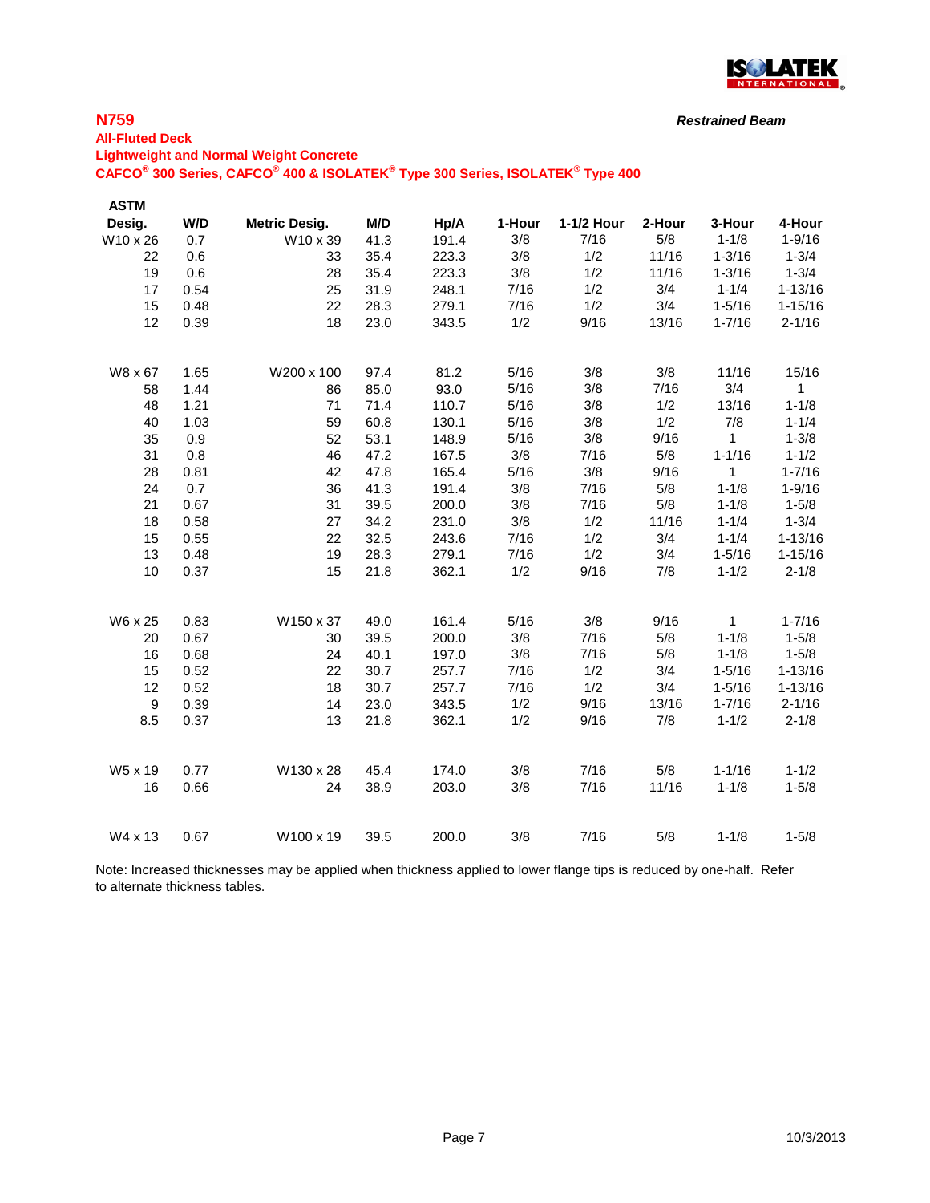## N759

*Restrained Beam*

**All-Fluted Deck**

**Lightweight and Normal Weight Concrete**

**CAFCO® 300 Series, CAFCO® 400 & ISOLATEK® Type 300 Series, ISOLATEK® Type 400**

| ASTM Desig. | W/D | Metric Desig. | M/D | Hp/A | 1-Hour | 1-1/2 Hour | 2-Hour | 3-Hour | 4-Hour |
|---|---|---|---|---|---|---|---|---|---|
| W10 x 26 | 0.7 | W10 x 39 | 41.3 | 191.4 | 3/8 | 7/16 | 5/8 | 1-1/8 | 1-9/16 |
| 22 | 0.6 | 33 | 35.4 | 223.3 | 3/8 | 1/2 | 11/16 | 1-3/16 | 1-3/4 |
| 19 | 0.6 | 28 | 35.4 | 223.3 | 3/8 | 1/2 | 11/16 | 1-3/16 | 1-3/4 |
| 17 | 0.54 | 25 | 31.9 | 248.1 | 7/16 | 1/2 | 3/4 | 1-1/4 | 1-13/16 |
| 15 | 0.48 | 22 | 28.3 | 279.1 | 7/16 | 1/2 | 3/4 | 1-5/16 | 1-15/16 |
| 12 | 0.39 | 18 | 23.0 | 343.5 | 1/2 | 9/16 | 13/16 | 1-7/16 | 2-1/16 |
| | | | | | | | | | |
| W8 x 67 | 1.65 | W200 x 100 | 97.4 | 81.2 | 5/16 | 3/8 | 3/8 | 11/16 | 15/16 |
| 58 | 1.44 | 86 | 85.0 | 93.0 | 5/16 | 3/8 | 7/16 | 3/4 | 1 |
| 48 | 1.21 | 71 | 71.4 | 110.7 | 5/16 | 3/8 | 1/2 | 13/16 | 1-1/8 |
| 40 | 1.03 | 59 | 60.8 | 130.1 | 5/16 | 3/8 | 1/2 | 7/8 | 1-1/4 |
| 35 | 0.9 | 52 | 53.1 | 148.9 | 5/16 | 3/8 | 9/16 | 1 | 1-3/8 |
| 31 | 0.8 | 46 | 47.2 | 167.5 | 3/8 | 7/16 | 5/8 | 1-1/16 | 1-1/2 |
| 28 | 0.81 | 42 | 47.8 | 165.4 | 5/16 | 3/8 | 9/16 | 1 | 1-7/16 |
| 24 | 0.7 | 36 | 41.3 | 191.4 | 3/8 | 7/16 | 5/8 | 1-1/8 | 1-9/16 |
| 21 | 0.67 | 31 | 39.5 | 200.0 | 3/8 | 7/16 | 5/8 | 1-1/8 | 1-5/8 |
| 18 | 0.58 | 27 | 34.2 | 231.0 | 3/8 | 1/2 | 11/16 | 1-1/4 | 1-3/4 |
| 15 | 0.55 | 22 | 32.5 | 243.6 | 7/16 | 1/2 | 3/4 | 1-1/4 | 1-13/16 |
| 13 | 0.48 | 19 | 28.3 | 279.1 | 7/16 | 1/2 | 3/4 | 1-5/16 | 1-15/16 |
| 10 | 0.37 | 15 | 21.8 | 362.1 | 1/2 | 9/16 | 7/8 | 1-1/2 | 2-1/8 |
| | | | | | | | | | |
| W6 x 25 | 0.83 | W150 x 37 | 49.0 | 161.4 | 5/16 | 3/8 | 9/16 | 1 | 1-7/16 |
| 20 | 0.67 | 30 | 39.5 | 200.0 | 3/8 | 7/16 | 5/8 | 1-1/8 | 1-5/8 |
| 16 | 0.68 | 24 | 40.1 | 197.0 | 3/8 | 7/16 | 5/8 | 1-1/8 | 1-5/8 |
| 15 | 0.52 | 22 | 30.7 | 257.7 | 7/16 | 1/2 | 3/4 | 1-5/16 | 1-13/16 |
| 12 | 0.52 | 18 | 30.7 | 257.7 | 7/16 | 1/2 | 3/4 | 1-5/16 | 1-13/16 |
| 9 | 0.39 | 14 | 23.0 | 343.5 | 1/2 | 9/16 | 13/16 | 1-7/16 | 2-1/16 |
| 8.5 | 0.37 | 13 | 21.8 | 362.1 | 1/2 | 9/16 | 7/8 | 1-1/2 | 2-1/8 |
| | | | | | | | | | |
| W5 x 19 | 0.77 | W130 x 28 | 45.4 | 174.0 | 3/8 | 7/16 | 5/8 | 1-1/16 | 1-1/2 |
| 16 | 0.66 | 24 | 38.9 | 203.0 | 3/8 | 7/16 | 11/16 | 1-1/8 | 1-5/8 |
| | | | | | | | | | |
| W4 x 13 | 0.67 | W100 x 19 | 39.5 | 200.0 | 3/8 | 7/16 | 5/8 | 1-1/8 | 1-5/8 |

Note: Increased thicknesses may be applied when thickness applied to lower flange tips is reduced by one-half. Refer to alternate thickness tables.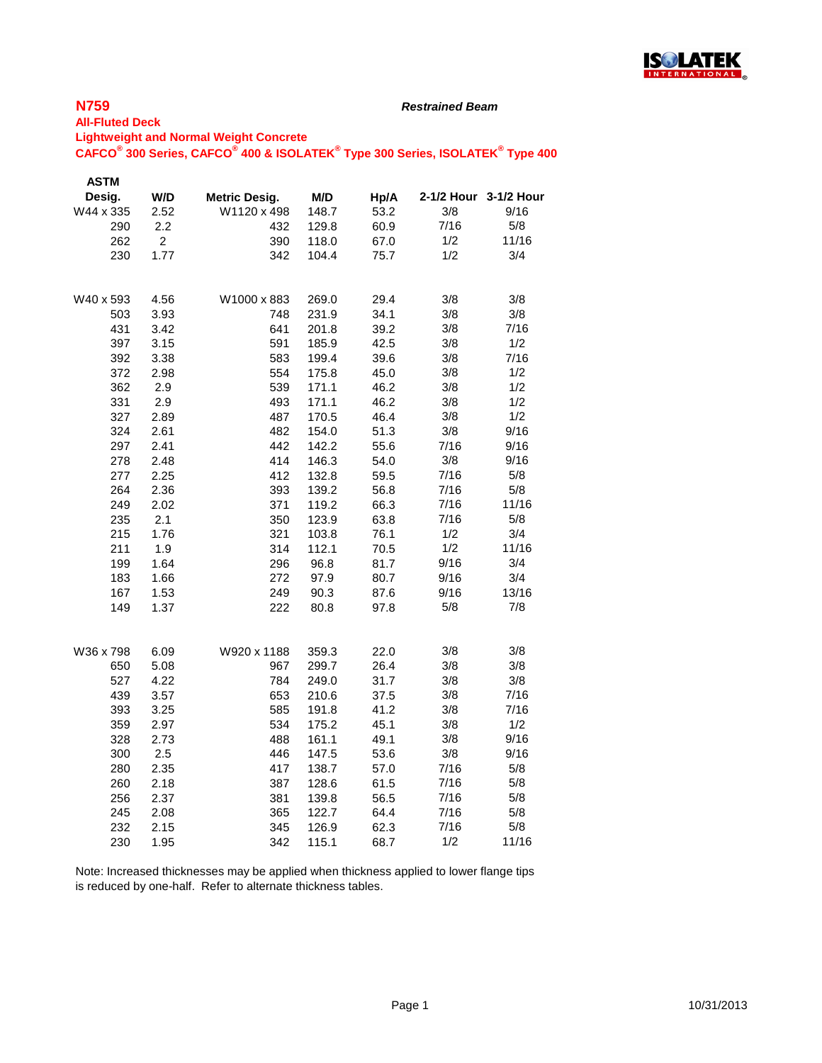## N759

***Restrained Beam***

**All-Fluted Deck**

**Lightweight and Normal Weight Concrete**

**CAFCO® 300 Series, CAFCO® 400 & ISOLATEK® Type 300 Series, ISOLATEK® Type 400**

| ASTM Desig. | W/D | Metric Desig. | M/D | Hp/A | 2-1/2 Hour | 3-1/2 Hour |
|---|---|---|---|---|---|---|
| W44 x 335 | 2.52 | W1120 x 498 | 148.7 | 53.2 | 3/8 | 9/16 |
| 290 | 2.2 | 432 | 129.8 | 60.9 | 7/16 | 5/8 |
| 262 | 2 | 390 | 118.0 | 67.0 | 1/2 | 11/16 |
| 230 | 1.77 | 342 | 104.4 | 75.7 | 1/2 | 3/4 |
| | | | | | | |
| W40 x 593 | 4.56 | W1000 x 883 | 269.0 | 29.4 | 3/8 | 3/8 |
| 503 | 3.93 | 748 | 231.9 | 34.1 | 3/8 | 3/8 |
| 431 | 3.42 | 641 | 201.8 | 39.2 | 3/8 | 7/16 |
| 397 | 3.15 | 591 | 185.9 | 42.5 | 3/8 | 1/2 |
| 392 | 3.38 | 583 | 199.4 | 39.6 | 3/8 | 7/16 |
| 372 | 2.98 | 554 | 175.8 | 45.0 | 3/8 | 1/2 |
| 362 | 2.9 | 539 | 171.1 | 46.2 | 3/8 | 1/2 |
| 331 | 2.9 | 493 | 171.1 | 46.2 | 3/8 | 1/2 |
| 327 | 2.89 | 487 | 170.5 | 46.4 | 3/8 | 1/2 |
| 324 | 2.61 | 482 | 154.0 | 51.3 | 3/8 | 9/16 |
| 297 | 2.41 | 442 | 142.2 | 55.6 | 7/16 | 9/16 |
| 278 | 2.48 | 414 | 146.3 | 54.0 | 3/8 | 9/16 |
| 277 | 2.25 | 412 | 132.8 | 59.5 | 7/16 | 5/8 |
| 264 | 2.36 | 393 | 139.2 | 56.8 | 7/16 | 5/8 |
| 249 | 2.02 | 371 | 119.2 | 66.3 | 7/16 | 11/16 |
| 235 | 2.1 | 350 | 123.9 | 63.8 | 7/16 | 5/8 |
| 215 | 1.76 | 321 | 103.8 | 76.1 | 1/2 | 3/4 |
| 211 | 1.9 | 314 | 112.1 | 70.5 | 1/2 | 11/16 |
| 199 | 1.64 | 296 | 96.8 | 81.7 | 9/16 | 3/4 |
| 183 | 1.66 | 272 | 97.9 | 80.7 | 9/16 | 3/4 |
| 167 | 1.53 | 249 | 90.3 | 87.6 | 9/16 | 13/16 |
| 149 | 1.37 | 222 | 80.8 | 97.8 | 5/8 | 7/8 |
| | | | | | | |
| W36 x 798 | 6.09 | W920 x 1188 | 359.3 | 22.0 | 3/8 | 3/8 |
| 650 | 5.08 | 967 | 299.7 | 26.4 | 3/8 | 3/8 |
| 527 | 4.22 | 784 | 249.0 | 31.7 | 3/8 | 3/8 |
| 439 | 3.57 | 653 | 210.6 | 37.5 | 3/8 | 7/16 |
| 393 | 3.25 | 585 | 191.8 | 41.2 | 3/8 | 7/16 |
| 359 | 2.97 | 534 | 175.2 | 45.1 | 3/8 | 1/2 |
| 328 | 2.73 | 488 | 161.1 | 49.1 | 3/8 | 9/16 |
| 300 | 2.5 | 446 | 147.5 | 53.6 | 3/8 | 9/16 |
| 280 | 2.35 | 417 | 138.7 | 57.0 | 7/16 | 5/8 |
| 260 | 2.18 | 387 | 128.6 | 61.5 | 7/16 | 5/8 |
| 256 | 2.37 | 381 | 139.8 | 56.5 | 7/16 | 5/8 |
| 245 | 2.08 | 365 | 122.7 | 64.4 | 7/16 | 5/8 |
| 232 | 2.15 | 345 | 126.9 | 62.3 | 7/16 | 5/8 |
| 230 | 1.95 | 342 | 115.1 | 68.7 | 1/2 | 11/16 |

Note: Increased thicknesses may be applied when thickness applied to lower flange tips is reduced by one-half. Refer to alternate thickness tables.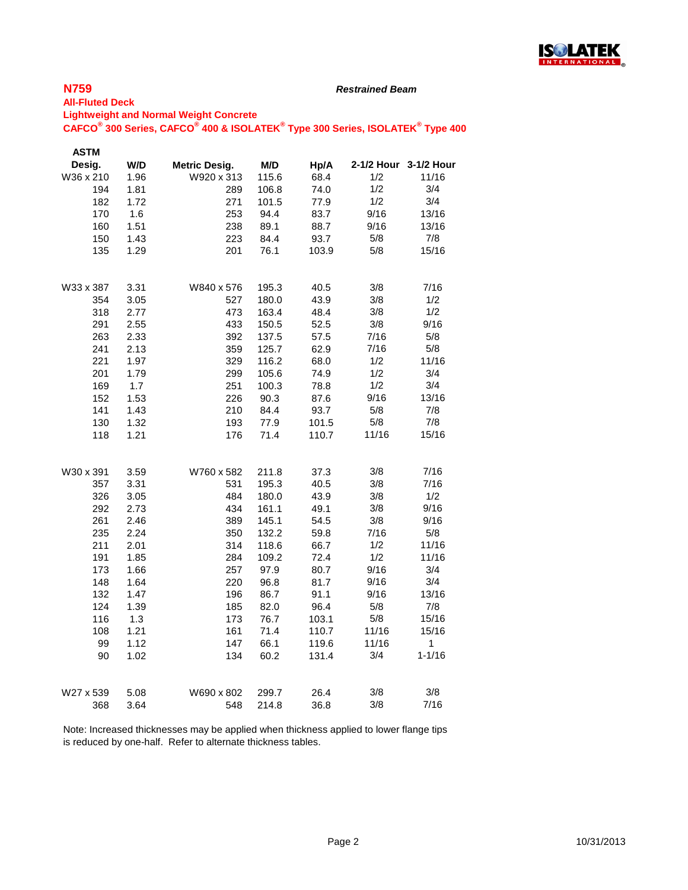## N759

***Restrained Beam***

**All-Fluted Deck**

**Lightweight and Normal Weight Concrete**

**CAFCO® 300 Series, CAFCO® 400 & ISOLATEK® Type 300 Series, ISOLATEK® Type 400**

| ASTM Desig. | W/D | Metric Desig. | M/D | Hp/A | 2-1/2 Hour | 3-1/2 Hour |
|---|---|---|---|---|---|---|
| W36 x 210 | 1.96 | W920 x 313 | 115.6 | 68.4 | 1/2 | 11/16 |
| 194 | 1.81 | 289 | 106.8 | 74.0 | 1/2 | 3/4 |
| 182 | 1.72 | 271 | 101.5 | 77.9 | 1/2 | 3/4 |
| 170 | 1.6 | 253 | 94.4 | 83.7 | 9/16 | 13/16 |
| 160 | 1.51 | 238 | 89.1 | 88.7 | 9/16 | 13/16 |
| 150 | 1.43 | 223 | 84.4 | 93.7 | 5/8 | 7/8 |
| 135 | 1.29 | 201 | 76.1 | 103.9 | 5/8 | 15/16 |
| | | | | | | |
| W33 x 387 | 3.31 | W840 x 576 | 195.3 | 40.5 | 3/8 | 7/16 |
| 354 | 3.05 | 527 | 180.0 | 43.9 | 3/8 | 1/2 |
| 318 | 2.77 | 473 | 163.4 | 48.4 | 3/8 | 1/2 |
| 291 | 2.55 | 433 | 150.5 | 52.5 | 3/8 | 9/16 |
| 263 | 2.33 | 392 | 137.5 | 57.5 | 7/16 | 5/8 |
| 241 | 2.13 | 359 | 125.7 | 62.9 | 7/16 | 5/8 |
| 221 | 1.97 | 329 | 116.2 | 68.0 | 1/2 | 11/16 |
| 201 | 1.79 | 299 | 105.6 | 74.9 | 1/2 | 3/4 |
| 169 | 1.7 | 251 | 100.3 | 78.8 | 1/2 | 3/4 |
| 152 | 1.53 | 226 | 90.3 | 87.6 | 9/16 | 13/16 |
| 141 | 1.43 | 210 | 84.4 | 93.7 | 5/8 | 7/8 |
| 130 | 1.32 | 193 | 77.9 | 101.5 | 5/8 | 7/8 |
| 118 | 1.21 | 176 | 71.4 | 110.7 | 11/16 | 15/16 |
| | | | | | | |
| W30 x 391 | 3.59 | W760 x 582 | 211.8 | 37.3 | 3/8 | 7/16 |
| 357 | 3.31 | 531 | 195.3 | 40.5 | 3/8 | 7/16 |
| 326 | 3.05 | 484 | 180.0 | 43.9 | 3/8 | 1/2 |
| 292 | 2.73 | 434 | 161.1 | 49.1 | 3/8 | 9/16 |
| 261 | 2.46 | 389 | 145.1 | 54.5 | 3/8 | 9/16 |
| 235 | 2.24 | 350 | 132.2 | 59.8 | 7/16 | 5/8 |
| 211 | 2.01 | 314 | 118.6 | 66.7 | 1/2 | 11/16 |
| 191 | 1.85 | 284 | 109.2 | 72.4 | 1/2 | 11/16 |
| 173 | 1.66 | 257 | 97.9 | 80.7 | 9/16 | 3/4 |
| 148 | 1.64 | 220 | 96.8 | 81.7 | 9/16 | 3/4 |
| 132 | 1.47 | 196 | 86.7 | 91.1 | 9/16 | 13/16 |
| 124 | 1.39 | 185 | 82.0 | 96.4 | 5/8 | 7/8 |
| 116 | 1.3 | 173 | 76.7 | 103.1 | 5/8 | 15/16 |
| 108 | 1.21 | 161 | 71.4 | 110.7 | 11/16 | 15/16 |
| 99 | 1.12 | 147 | 66.1 | 119.6 | 11/16 | 1 |
| 90 | 1.02 | 134 | 60.2 | 131.4 | 3/4 | 1-1/16 |
| | | | | | | |
| W27 x 539 | 5.08 | W690 x 802 | 299.7 | 26.4 | 3/8 | 3/8 |
| 368 | 3.64 | 548 | 214.8 | 36.8 | 3/8 | 7/16 |

Note: Increased thicknesses may be applied when thickness applied to lower flange tips is reduced by one-half. Refer to alternate thickness tables.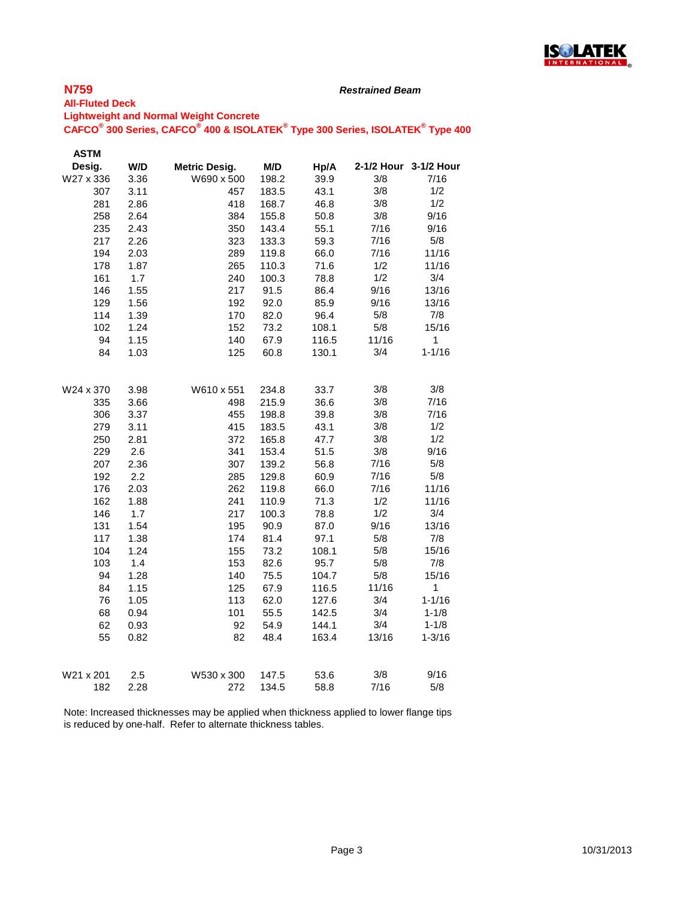**N759** *Restrained Beam*

**All-Fluted Deck**

**Lightweight and Normal Weight Concrete**

**CAFCO® 300 Series, CAFCO® 400 & ISOLATEK® Type 300 Series, ISOLATEK® Type 400**

| ASTM Desig. | W/D | Metric Desig. | M/D | Hp/A | 2-1/2 Hour | 3-1/2 Hour |
|---|---|---|---|---|---|---|
| W27 x 336 | 3.36 | W690 x 500 | 198.2 | 39.9 | 3/8 | 7/16 |
| 307 | 3.11 | 457 | 183.5 | 43.1 | 3/8 | 1/2 |
| 281 | 2.86 | 418 | 168.7 | 46.8 | 3/8 | 1/2 |
| 258 | 2.64 | 384 | 155.8 | 50.8 | 3/8 | 9/16 |
| 235 | 2.43 | 350 | 143.4 | 55.1 | 7/16 | 9/16 |
| 217 | 2.26 | 323 | 133.3 | 59.3 | 7/16 | 5/8 |
| 194 | 2.03 | 289 | 119.8 | 66.0 | 7/16 | 11/16 |
| 178 | 1.87 | 265 | 110.3 | 71.6 | 1/2 | 11/16 |
| 161 | 1.7 | 240 | 100.3 | 78.8 | 1/2 | 3/4 |
| 146 | 1.55 | 217 | 91.5 | 86.4 | 9/16 | 13/16 |
| 129 | 1.56 | 192 | 92.0 | 85.9 | 9/16 | 13/16 |
| 114 | 1.39 | 170 | 82.0 | 96.4 | 5/8 | 7/8 |
| 102 | 1.24 | 152 | 73.2 | 108.1 | 5/8 | 15/16 |
| 94 | 1.15 | 140 | 67.9 | 116.5 | 11/16 | 1 |
| 84 | 1.03 | 125 | 60.8 | 130.1 | 3/4 | 1-1/16 |
| | | | | | | |
| W24 x 370 | 3.98 | W610 x 551 | 234.8 | 33.7 | 3/8 | 3/8 |
| 335 | 3.66 | 498 | 215.9 | 36.6 | 3/8 | 7/16 |
| 306 | 3.37 | 455 | 198.8 | 39.8 | 3/8 | 7/16 |
| 279 | 3.11 | 415 | 183.5 | 43.1 | 3/8 | 1/2 |
| 250 | 2.81 | 372 | 165.8 | 47.7 | 3/8 | 1/2 |
| 229 | 2.6 | 341 | 153.4 | 51.5 | 3/8 | 9/16 |
| 207 | 2.36 | 307 | 139.2 | 56.8 | 7/16 | 5/8 |
| 192 | 2.2 | 285 | 129.8 | 60.9 | 7/16 | 5/8 |
| 176 | 2.03 | 262 | 119.8 | 66.0 | 7/16 | 11/16 |
| 162 | 1.88 | 241 | 110.9 | 71.3 | 1/2 | 11/16 |
| 146 | 1.7 | 217 | 100.3 | 78.8 | 1/2 | 3/4 |
| 131 | 1.54 | 195 | 90.9 | 87.0 | 9/16 | 13/16 |
| 117 | 1.38 | 174 | 81.4 | 97.1 | 5/8 | 7/8 |
| 104 | 1.24 | 155 | 73.2 | 108.1 | 5/8 | 15/16 |
| 103 | 1.4 | 153 | 82.6 | 95.7 | 5/8 | 7/8 |
| 94 | 1.28 | 140 | 75.5 | 104.7 | 5/8 | 15/16 |
| 84 | 1.15 | 125 | 67.9 | 116.5 | 11/16 | 1 |
| 76 | 1.05 | 113 | 62.0 | 127.6 | 3/4 | 1-1/16 |
| 68 | 0.94 | 101 | 55.5 | 142.5 | 3/4 | 1-1/8 |
| 62 | 0.93 | 92 | 54.9 | 144.1 | 3/4 | 1-1/8 |
| 55 | 0.82 | 82 | 48.4 | 163.4 | 13/16 | 1-3/16 |
| | | | | | | |
| W21 x 201 | 2.5 | W530 x 300 | 147.5 | 53.6 | 3/8 | 9/16 |
| 182 | 2.28 | 272 | 134.5 | 58.8 | 7/16 | 5/8 |

Note: Increased thicknesses may be applied when thickness applied to lower flange tips is reduced by one-half. Refer to alternate thickness tables.

10/31/2013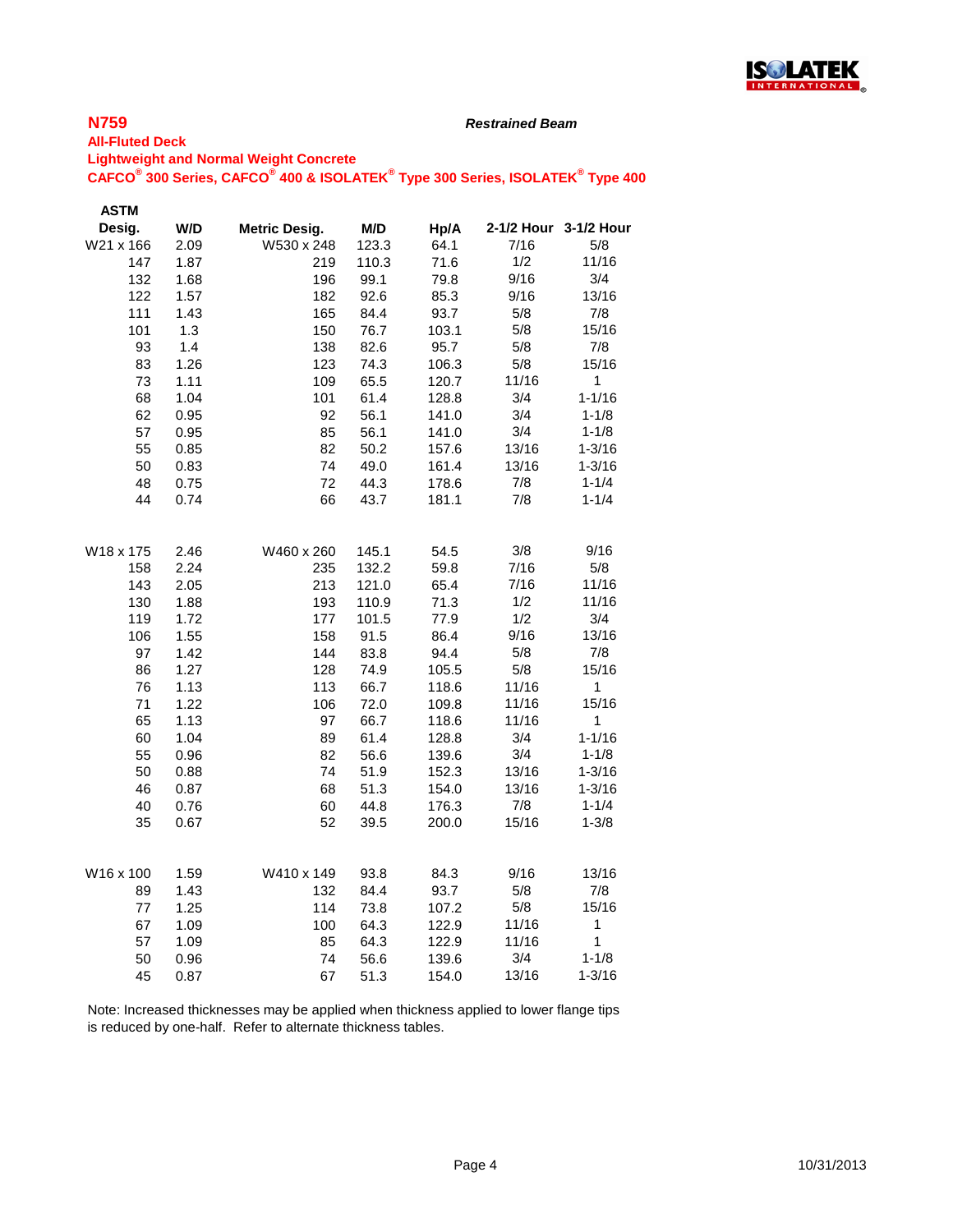## N759

*Restrained Beam*

**All-Fluted Deck**

**Lightweight and Normal Weight Concrete**

**CAFCO® 300 Series, CAFCO® 400 & ISOLATEK® Type 300 Series, ISOLATEK® Type 400**

| ASTM Desig. | W/D | Metric Desig. | M/D | Hp/A | 2-1/2 Hour | 3-1/2 Hour |
|---|---|---|---|---|---|---|
| W21 x 166 | 2.09 | W530 x 248 | 123.3 | 64.1 | 7/16 | 5/8 |
| 147 | 1.87 | 219 | 110.3 | 71.6 | 1/2 | 11/16 |
| 132 | 1.68 | 196 | 99.1 | 79.8 | 9/16 | 3/4 |
| 122 | 1.57 | 182 | 92.6 | 85.3 | 9/16 | 13/16 |
| 111 | 1.43 | 165 | 84.4 | 93.7 | 5/8 | 7/8 |
| 101 | 1.3 | 150 | 76.7 | 103.1 | 5/8 | 15/16 |
| 93 | 1.4 | 138 | 82.6 | 95.7 | 5/8 | 7/8 |
| 83 | 1.26 | 123 | 74.3 | 106.3 | 5/8 | 15/16 |
| 73 | 1.11 | 109 | 65.5 | 120.7 | 11/16 | 1 |
| 68 | 1.04 | 101 | 61.4 | 128.8 | 3/4 | 1-1/16 |
| 62 | 0.95 | 92 | 56.1 | 141.0 | 3/4 | 1-1/8 |
| 57 | 0.95 | 85 | 56.1 | 141.0 | 3/4 | 1-1/8 |
| 55 | 0.85 | 82 | 50.2 | 157.6 | 13/16 | 1-3/16 |
| 50 | 0.83 | 74 | 49.0 | 161.4 | 13/16 | 1-3/16 |
| 48 | 0.75 | 72 | 44.3 | 178.6 | 7/8 | 1-1/4 |
| 44 | 0.74 | 66 | 43.7 | 181.1 | 7/8 | 1-1/4 |
| W18 x 175 | 2.46 | W460 x 260 | 145.1 | 54.5 | 3/8 | 9/16 |
| 158 | 2.24 | 235 | 132.2 | 59.8 | 7/16 | 5/8 |
| 143 | 2.05 | 213 | 121.0 | 65.4 | 7/16 | 11/16 |
| 130 | 1.88 | 193 | 110.9 | 71.3 | 1/2 | 11/16 |
| 119 | 1.72 | 177 | 101.5 | 77.9 | 1/2 | 3/4 |
| 106 | 1.55 | 158 | 91.5 | 86.4 | 9/16 | 13/16 |
| 97 | 1.42 | 144 | 83.8 | 94.4 | 5/8 | 7/8 |
| 86 | 1.27 | 128 | 74.9 | 105.5 | 5/8 | 15/16 |
| 76 | 1.13 | 113 | 66.7 | 118.6 | 11/16 | 1 |
| 71 | 1.22 | 106 | 72.0 | 109.8 | 11/16 | 15/16 |
| 65 | 1.13 | 97 | 66.7 | 118.6 | 11/16 | 1 |
| 60 | 1.04 | 89 | 61.4 | 128.8 | 3/4 | 1-1/16 |
| 55 | 0.96 | 82 | 56.6 | 139.6 | 3/4 | 1-1/8 |
| 50 | 0.88 | 74 | 51.9 | 152.3 | 13/16 | 1-3/16 |
| 46 | 0.87 | 68 | 51.3 | 154.0 | 13/16 | 1-3/16 |
| 40 | 0.76 | 60 | 44.8 | 176.3 | 7/8 | 1-1/4 |
| 35 | 0.67 | 52 | 39.5 | 200.0 | 15/16 | 1-3/8 |
| W16 x 100 | 1.59 | W410 x 149 | 93.8 | 84.3 | 9/16 | 13/16 |
| 89 | 1.43 | 132 | 84.4 | 93.7 | 5/8 | 7/8 |
| 77 | 1.25 | 114 | 73.8 | 107.2 | 5/8 | 15/16 |
| 67 | 1.09 | 100 | 64.3 | 122.9 | 11/16 | 1 |
| 57 | 1.09 | 85 | 64.3 | 122.9 | 11/16 | 1 |
| 50 | 0.96 | 74 | 56.6 | 139.6 | 3/4 | 1-1/8 |
| 45 | 0.87 | 67 | 51.3 | 154.0 | 13/16 | 1-3/16 |

Note: Increased thicknesses may be applied when thickness applied to lower flange tips is reduced by one-half. Refer to alternate thickness tables.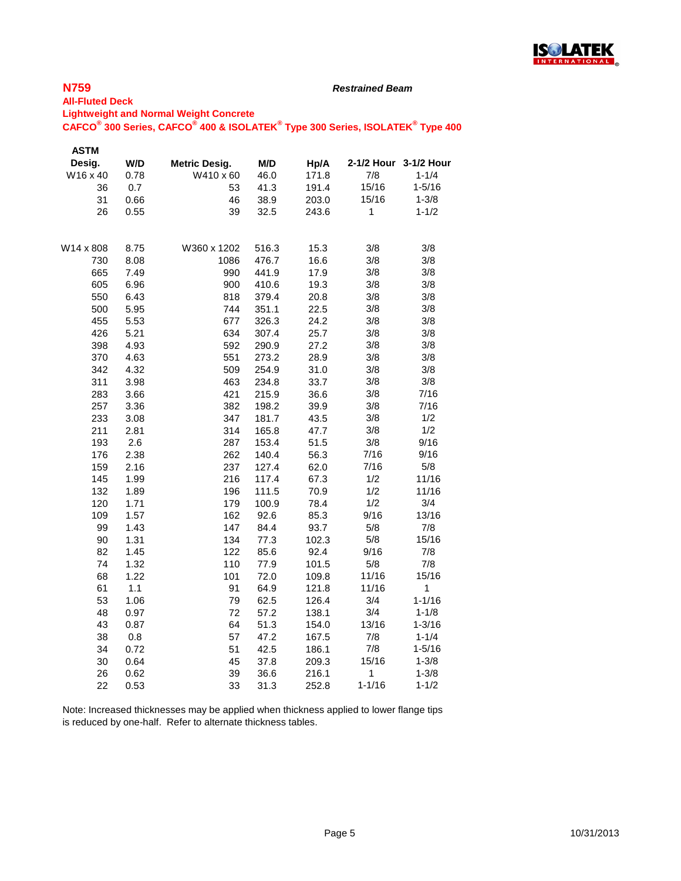## N759

***Restrained Beam***

**All-Fluted Deck**
**Lightweight and Normal Weight Concrete**
**CAFCO® 300 Series, CAFCO® 400 & ISOLATEK® Type 300 Series, ISOLATEK® Type 400**

| ASTM Desig. | W/D | Metric Desig. | M/D | Hp/A | 2-1/2 Hour | 3-1/2 Hour |
|---|---|---|---|---|---|---|
| W16 x 40 | 0.78 | W410 x 60 | 46.0 | 171.8 | 7/8 | 1-1/4 |
| 36 | 0.7 | 53 | 41.3 | 191.4 | 15/16 | 1-5/16 |
| 31 | 0.66 | 46 | 38.9 | 203.0 | 15/16 | 1-3/8 |
| 26 | 0.55 | 39 | 32.5 | 243.6 | 1 | 1-1/2 |
| | | | | | | |
| W14 x 808 | 8.75 | W360 x 1202 | 516.3 | 15.3 | 3/8 | 3/8 |
| 730 | 8.08 | 1086 | 476.7 | 16.6 | 3/8 | 3/8 |
| 665 | 7.49 | 990 | 441.9 | 17.9 | 3/8 | 3/8 |
| 605 | 6.96 | 900 | 410.6 | 19.3 | 3/8 | 3/8 |
| 550 | 6.43 | 818 | 379.4 | 20.8 | 3/8 | 3/8 |
| 500 | 5.95 | 744 | 351.1 | 22.5 | 3/8 | 3/8 |
| 455 | 5.53 | 677 | 326.3 | 24.2 | 3/8 | 3/8 |
| 426 | 5.21 | 634 | 307.4 | 25.7 | 3/8 | 3/8 |
| 398 | 4.93 | 592 | 290.9 | 27.2 | 3/8 | 3/8 |
| 370 | 4.63 | 551 | 273.2 | 28.9 | 3/8 | 3/8 |
| 342 | 4.32 | 509 | 254.9 | 31.0 | 3/8 | 3/8 |
| 311 | 3.98 | 463 | 234.8 | 33.7 | 3/8 | 3/8 |
| 283 | 3.66 | 421 | 215.9 | 36.6 | 3/8 | 7/16 |
| 257 | 3.36 | 382 | 198.2 | 39.9 | 3/8 | 7/16 |
| 233 | 3.08 | 347 | 181.7 | 43.5 | 3/8 | 1/2 |
| 211 | 2.81 | 314 | 165.8 | 47.7 | 3/8 | 1/2 |
| 193 | 2.6 | 287 | 153.4 | 51.5 | 3/8 | 9/16 |
| 176 | 2.38 | 262 | 140.4 | 56.3 | 7/16 | 9/16 |
| 159 | 2.16 | 237 | 127.4 | 62.0 | 7/16 | 5/8 |
| 145 | 1.99 | 216 | 117.4 | 67.3 | 1/2 | 11/16 |
| 132 | 1.89 | 196 | 111.5 | 70.9 | 1/2 | 11/16 |
| 120 | 1.71 | 179 | 100.9 | 78.4 | 1/2 | 3/4 |
| 109 | 1.57 | 162 | 92.6 | 85.3 | 9/16 | 13/16 |
| 99 | 1.43 | 147 | 84.4 | 93.7 | 5/8 | 7/8 |
| 90 | 1.31 | 134 | 77.3 | 102.3 | 5/8 | 15/16 |
| 82 | 1.45 | 122 | 85.6 | 92.4 | 9/16 | 7/8 |
| 74 | 1.32 | 110 | 77.9 | 101.5 | 5/8 | 7/8 |
| 68 | 1.22 | 101 | 72.0 | 109.8 | 11/16 | 15/16 |
| 61 | 1.1 | 91 | 64.9 | 121.8 | 11/16 | 1 |
| 53 | 1.06 | 79 | 62.5 | 126.4 | 3/4 | 1-1/16 |
| 48 | 0.97 | 72 | 57.2 | 138.1 | 3/4 | 1-1/8 |
| 43 | 0.87 | 64 | 51.3 | 154.0 | 13/16 | 1-3/16 |
| 38 | 0.8 | 57 | 47.2 | 167.5 | 7/8 | 1-1/4 |
| 34 | 0.72 | 51 | 42.5 | 186.1 | 7/8 | 1-5/16 |
| 30 | 0.64 | 45 | 37.8 | 209.3 | 15/16 | 1-3/8 |
| 26 | 0.62 | 39 | 36.6 | 216.1 | 1 | 1-3/8 |
| 22 | 0.53 | 33 | 31.3 | 252.8 | 1-1/16 | 1-1/2 |

Note: Increased thicknesses may be applied when thickness applied to lower flange tips is reduced by one-half. Refer to alternate thickness tables.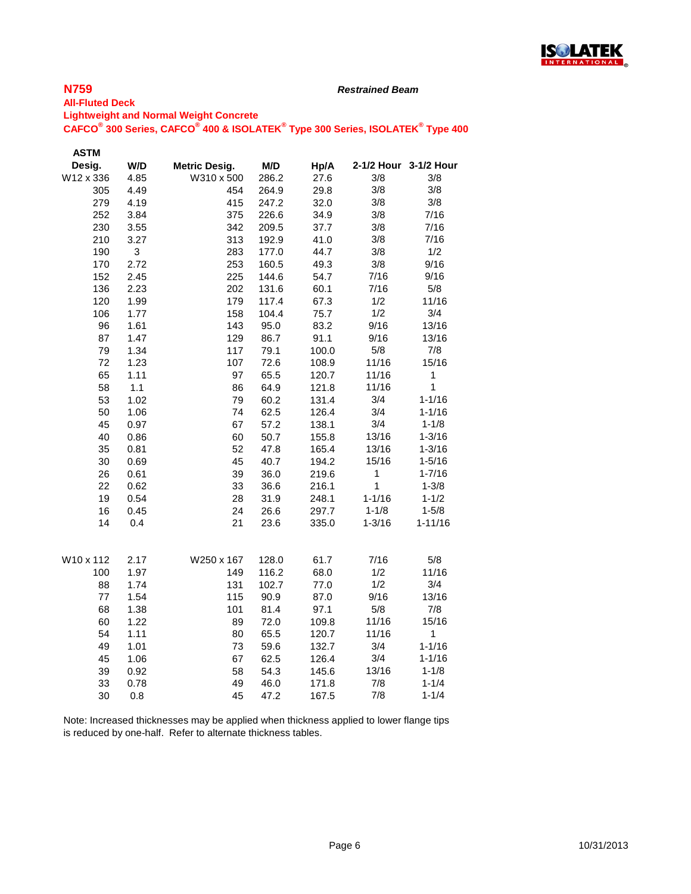**N759**

***Restrained Beam***

**All-Fluted Deck**

**Lightweight and Normal Weight Concrete**

**CAFCO® 300 Series, CAFCO® 400 & ISOLATEK® Type 300 Series, ISOLATEK® Type 400**

| ASTM Desig. | W/D | Metric Desig. | M/D | Hp/A | 2-1/2 Hour | 3-1/2 Hour |
|---|---|---|---|---|---|---|
| W12 x 336 | 4.85 | W310 x 500 | 286.2 | 27.6 | 3/8 | 3/8 |
| 305 | 4.49 | 454 | 264.9 | 29.8 | 3/8 | 3/8 |
| 279 | 4.19 | 415 | 247.2 | 32.0 | 3/8 | 3/8 |
| 252 | 3.84 | 375 | 226.6 | 34.9 | 3/8 | 7/16 |
| 230 | 3.55 | 342 | 209.5 | 37.7 | 3/8 | 7/16 |
| 210 | 3.27 | 313 | 192.9 | 41.0 | 3/8 | 7/16 |
| 190 | 3 | 283 | 177.0 | 44.7 | 3/8 | 1/2 |
| 170 | 2.72 | 253 | 160.5 | 49.3 | 3/8 | 9/16 |
| 152 | 2.45 | 225 | 144.6 | 54.7 | 7/16 | 9/16 |
| 136 | 2.23 | 202 | 131.6 | 60.1 | 7/16 | 5/8 |
| 120 | 1.99 | 179 | 117.4 | 67.3 | 1/2 | 11/16 |
| 106 | 1.77 | 158 | 104.4 | 75.7 | 1/2 | 3/4 |
| 96 | 1.61 | 143 | 95.0 | 83.2 | 9/16 | 13/16 |
| 87 | 1.47 | 129 | 86.7 | 91.1 | 9/16 | 13/16 |
| 79 | 1.34 | 117 | 79.1 | 100.0 | 5/8 | 7/8 |
| 72 | 1.23 | 107 | 72.6 | 108.9 | 11/16 | 15/16 |
| 65 | 1.11 | 97 | 65.5 | 120.7 | 11/16 | 1 |
| 58 | 1.1 | 86 | 64.9 | 121.8 | 11/16 | 1 |
| 53 | 1.02 | 79 | 60.2 | 131.4 | 3/4 | 1-1/16 |
| 50 | 1.06 | 74 | 62.5 | 126.4 | 3/4 | 1-1/16 |
| 45 | 0.97 | 67 | 57.2 | 138.1 | 3/4 | 1-1/8 |
| 40 | 0.86 | 60 | 50.7 | 155.8 | 13/16 | 1-3/16 |
| 35 | 0.81 | 52 | 47.8 | 165.4 | 13/16 | 1-3/16 |
| 30 | 0.69 | 45 | 40.7 | 194.2 | 15/16 | 1-5/16 |
| 26 | 0.61 | 39 | 36.0 | 219.6 | 1 | 1-7/16 |
| 22 | 0.62 | 33 | 36.6 | 216.1 | 1 | 1-3/8 |
| 19 | 0.54 | 28 | 31.9 | 248.1 | 1-1/16 | 1-1/2 |
| 16 | 0.45 | 24 | 26.6 | 297.7 | 1-1/8 | 1-5/8 |
| 14 | 0.4 | 21 | 23.6 | 335.0 | 1-3/16 | 1-11/16 |
| | | | | | | |
| W10 x 112 | 2.17 | W250 x 167 | 128.0 | 61.7 | 7/16 | 5/8 |
| 100 | 1.97 | 149 | 116.2 | 68.0 | 1/2 | 11/16 |
| 88 | 1.74 | 131 | 102.7 | 77.0 | 1/2 | 3/4 |
| 77 | 1.54 | 115 | 90.9 | 87.0 | 9/16 | 13/16 |
| 68 | 1.38 | 101 | 81.4 | 97.1 | 5/8 | 7/8 |
| 60 | 1.22 | 89 | 72.0 | 109.8 | 11/16 | 15/16 |
| 54 | 1.11 | 80 | 65.5 | 120.7 | 11/16 | 1 |
| 49 | 1.01 | 73 | 59.6 | 132.7 | 3/4 | 1-1/16 |
| 45 | 1.06 | 67 | 62.5 | 126.4 | 3/4 | 1-1/16 |
| 39 | 0.92 | 58 | 54.3 | 145.6 | 13/16 | 1-1/8 |
| 33 | 0.78 | 49 | 46.0 | 171.8 | 7/8 | 1-1/4 |
| 30 | 0.8 | 45 | 47.2 | 167.5 | 7/8 | 1-1/4 |

Note: Increased thicknesses may be applied when thickness applied to lower flange tips is reduced by one-half. Refer to alternate thickness tables.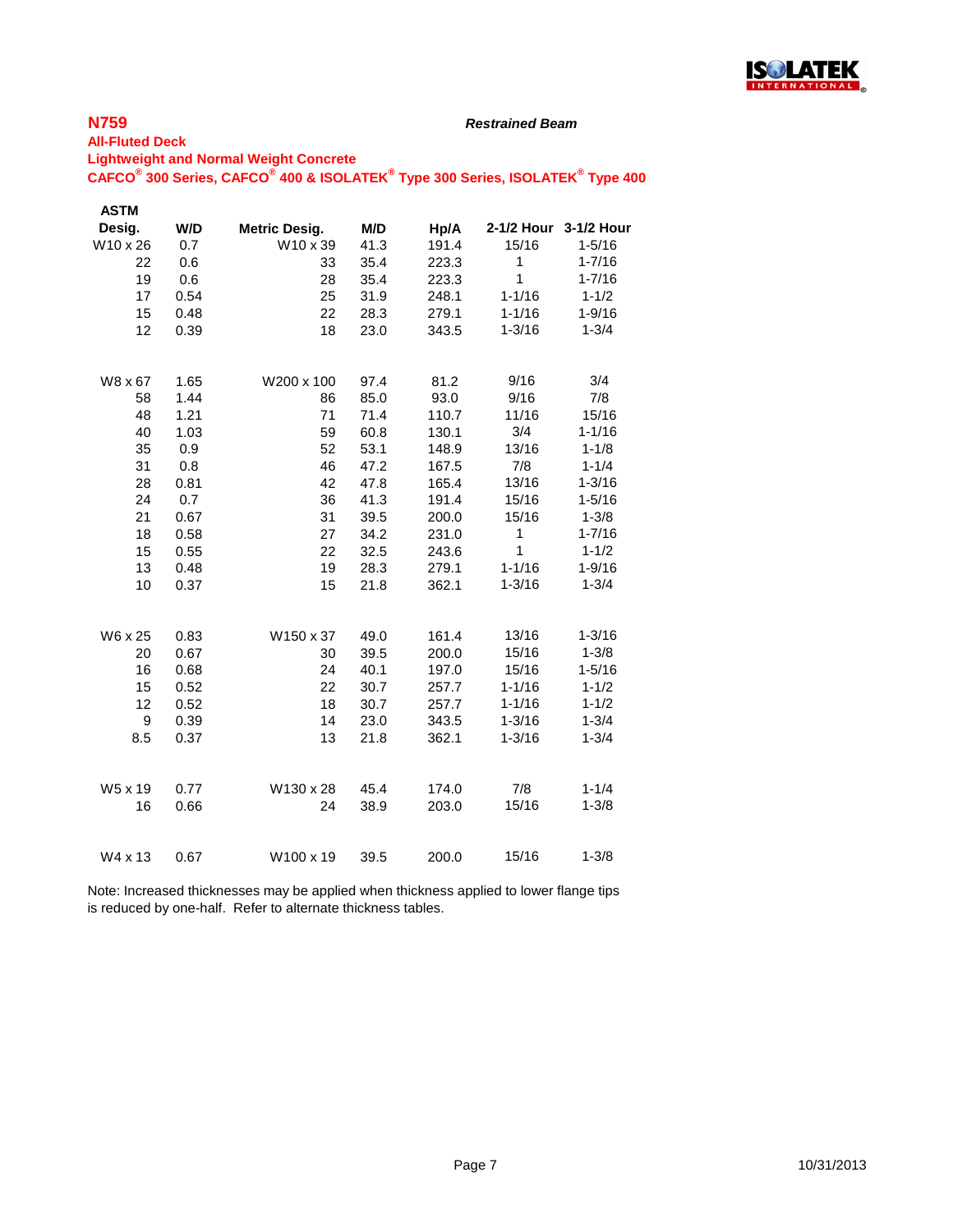## N759

***Restrained Beam***

**All-Fluted Deck**

**Lightweight and Normal Weight Concrete**

**CAFCO® 300 Series, CAFCO® 400 & ISOLATEK® Type 300 Series, ISOLATEK® Type 400**

| ASTM Desig. | W/D | Metric Desig. | M/D | Hp/A | 2-1/2 Hour | 3-1/2 Hour |
|---|---|---|---|---|---|---|
| W10 x 26 | 0.7 | W10 x 39 | 41.3 | 191.4 | 15/16 | 1-5/16 |
| 22 | 0.6 | 33 | 35.4 | 223.3 | 1 | 1-7/16 |
| 19 | 0.6 | 28 | 35.4 | 223.3 | 1 | 1-7/16 |
| 17 | 0.54 | 25 | 31.9 | 248.1 | 1-1/16 | 1-1/2 |
| 15 | 0.48 | 22 | 28.3 | 279.1 | 1-1/16 | 1-9/16 |
| 12 | 0.39 | 18 | 23.0 | 343.5 | 1-3/16 | 1-3/4 |
| | | | | | | |
| W8 x 67 | 1.65 | W200 x 100 | 97.4 | 81.2 | 9/16 | 3/4 |
| 58 | 1.44 | 86 | 85.0 | 93.0 | 9/16 | 7/8 |
| 48 | 1.21 | 71 | 71.4 | 110.7 | 11/16 | 15/16 |
| 40 | 1.03 | 59 | 60.8 | 130.1 | 3/4 | 1-1/16 |
| 35 | 0.9 | 52 | 53.1 | 148.9 | 13/16 | 1-1/8 |
| 31 | 0.8 | 46 | 47.2 | 167.5 | 7/8 | 1-1/4 |
| 28 | 0.81 | 42 | 47.8 | 165.4 | 13/16 | 1-3/16 |
| 24 | 0.7 | 36 | 41.3 | 191.4 | 15/16 | 1-5/16 |
| 21 | 0.67 | 31 | 39.5 | 200.0 | 15/16 | 1-3/8 |
| 18 | 0.58 | 27 | 34.2 | 231.0 | 1 | 1-7/16 |
| 15 | 0.55 | 22 | 32.5 | 243.6 | 1 | 1-1/2 |
| 13 | 0.48 | 19 | 28.3 | 279.1 | 1-1/16 | 1-9/16 |
| 10 | 0.37 | 15 | 21.8 | 362.1 | 1-3/16 | 1-3/4 |
| | | | | | | |
| W6 x 25 | 0.83 | W150 x 37 | 49.0 | 161.4 | 13/16 | 1-3/16 |
| 20 | 0.67 | 30 | 39.5 | 200.0 | 15/16 | 1-3/8 |
| 16 | 0.68 | 24 | 40.1 | 197.0 | 15/16 | 1-5/16 |
| 15 | 0.52 | 22 | 30.7 | 257.7 | 1-1/16 | 1-1/2 |
| 12 | 0.52 | 18 | 30.7 | 257.7 | 1-1/16 | 1-1/2 |
| 9 | 0.39 | 14 | 23.0 | 343.5 | 1-3/16 | 1-3/4 |
| 8.5 | 0.37 | 13 | 21.8 | 362.1 | 1-3/16 | 1-3/4 |
| | | | | | | |
| W5 x 19 | 0.77 | W130 x 28 | 45.4 | 174.0 | 7/8 | 1-1/4 |
| 16 | 0.66 | 24 | 38.9 | 203.0 | 15/16 | 1-3/8 |
| | | | | | | |
| W4 x 13 | 0.67 | W100 x 19 | 39.5 | 200.0 | 15/16 | 1-3/8 |

Note: Increased thicknesses may be applied when thickness applied to lower flange tips is reduced by one-half. Refer to alternate thickness tables.